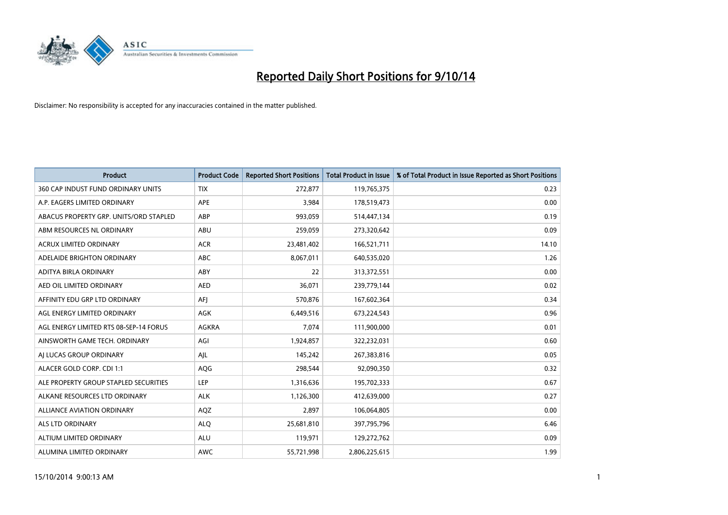# Reported Daily Short Positions for 9/10/14

Disclaimer: No responsibility is accepted for any inaccuracies contained in the matter published.

| Product | Product Code | Reported Short Positions | Total Product in Issue | % of Total Product in Issue Reported as Short Positions |
|---|---|---|---|---|
| 360 CAP INDUST FUND ORDINARY UNITS | TIX | 272,877 | 119,765,375 | 0.23 |
| A.P. EAGERS LIMITED ORDINARY | APE | 3,984 | 178,519,473 | 0.00 |
| ABACUS PROPERTY GRP. UNITS/ORD STAPLED | ABP | 993,059 | 514,447,134 | 0.19 |
| ABM RESOURCES NL ORDINARY | ABU | 259,059 | 273,320,642 | 0.09 |
| ACRUX LIMITED ORDINARY | ACR | 23,481,402 | 166,521,711 | 14.10 |
| ADELAIDE BRIGHTON ORDINARY | ABC | 8,067,011 | 640,535,020 | 1.26 |
| ADITYA BIRLA ORDINARY | ABY | 22 | 313,372,551 | 0.00 |
| AED OIL LIMITED ORDINARY | AED | 36,071 | 239,779,144 | 0.02 |
| AFFINITY EDU GRP LTD ORDINARY | AFJ | 570,876 | 167,602,364 | 0.34 |
| AGL ENERGY LIMITED ORDINARY | AGK | 6,449,516 | 673,224,543 | 0.96 |
| AGL ENERGY LIMITED RTS 08-SEP-14 FORUS | AGKRA | 7,074 | 111,900,000 | 0.01 |
| AINSWORTH GAME TECH. ORDINARY | AGI | 1,924,857 | 322,232,031 | 0.60 |
| AJ LUCAS GROUP ORDINARY | AJL | 145,242 | 267,383,816 | 0.05 |
| ALACER GOLD CORP. CDI 1:1 | AQG | 298,544 | 92,090,350 | 0.32 |
| ALE PROPERTY GROUP STAPLED SECURITIES | LEP | 1,316,636 | 195,702,333 | 0.67 |
| ALKANE RESOURCES LTD ORDINARY | ALK | 1,126,300 | 412,639,000 | 0.27 |
| ALLIANCE AVIATION ORDINARY | AQZ | 2,897 | 106,064,805 | 0.00 |
| ALS LTD ORDINARY | ALQ | 25,681,810 | 397,795,796 | 6.46 |
| ALTIUM LIMITED ORDINARY | ALU | 119,971 | 129,272,762 | 0.09 |
| ALUMINA LIMITED ORDINARY | AWC | 55,721,998 | 2,806,225,615 | 1.99 |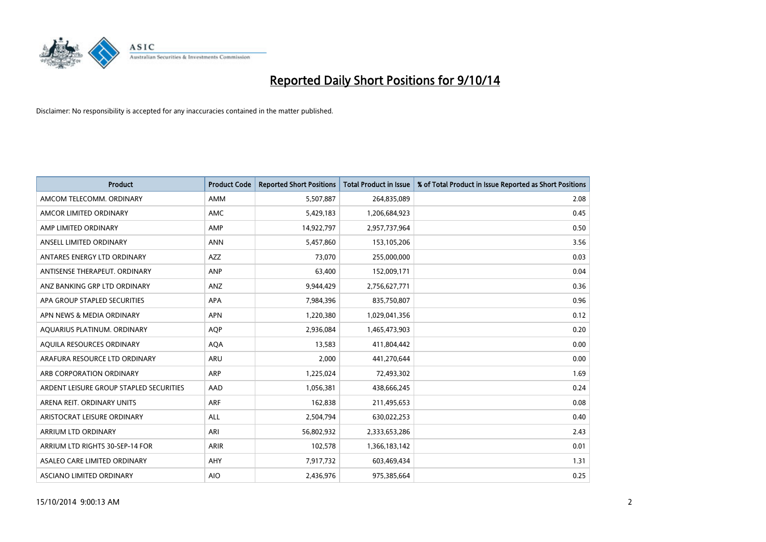# Reported Daily Short Positions for 9/10/14

Disclaimer: No responsibility is accepted for any inaccuracies contained in the matter published.

| Product | Product Code | Reported Short Positions | Total Product in Issue | % of Total Product in Issue Reported as Short Positions |
|---|---|---|---|---|
| AMCOM TELECOMM. ORDINARY | AMM | 5,507,887 | 264,835,089 | 2.08 |
| AMCOR LIMITED ORDINARY | AMC | 5,429,183 | 1,206,684,923 | 0.45 |
| AMP LIMITED ORDINARY | AMP | 14,922,797 | 2,957,737,964 | 0.50 |
| ANSELL LIMITED ORDINARY | ANN | 5,457,860 | 153,105,206 | 3.56 |
| ANTARES ENERGY LTD ORDINARY | AZZ | 73,070 | 255,000,000 | 0.03 |
| ANTISENSE THERAPEUT. ORDINARY | ANP | 63,400 | 152,009,171 | 0.04 |
| ANZ BANKING GRP LTD ORDINARY | ANZ | 9,944,429 | 2,756,627,771 | 0.36 |
| APA GROUP STAPLED SECURITIES | APA | 7,984,396 | 835,750,807 | 0.96 |
| APN NEWS & MEDIA ORDINARY | APN | 1,220,380 | 1,029,041,356 | 0.12 |
| AQUARIUS PLATINUM. ORDINARY | AQP | 2,936,084 | 1,465,473,903 | 0.20 |
| AQUILA RESOURCES ORDINARY | AQA | 13,583 | 411,804,442 | 0.00 |
| ARAFURA RESOURCE LTD ORDINARY | ARU | 2,000 | 441,270,644 | 0.00 |
| ARB CORPORATION ORDINARY | ARP | 1,225,024 | 72,493,302 | 1.69 |
| ARDENT LEISURE GROUP STAPLED SECURITIES | AAD | 1,056,381 | 438,666,245 | 0.24 |
| ARENA REIT. ORDINARY UNITS | ARF | 162,838 | 211,495,653 | 0.08 |
| ARISTOCRAT LEISURE ORDINARY | ALL | 2,504,794 | 630,022,253 | 0.40 |
| ARRIUM LTD ORDINARY | ARI | 56,802,932 | 2,333,653,286 | 2.43 |
| ARRIUM LTD RIGHTS 30-SEP-14 FOR | ARIR | 102,578 | 1,366,183,142 | 0.01 |
| ASALEO CARE LIMITED ORDINARY | AHY | 7,917,732 | 603,469,434 | 1.31 |
| ASCIANO LIMITED ORDINARY | AIO | 2,436,976 | 975,385,664 | 0.25 |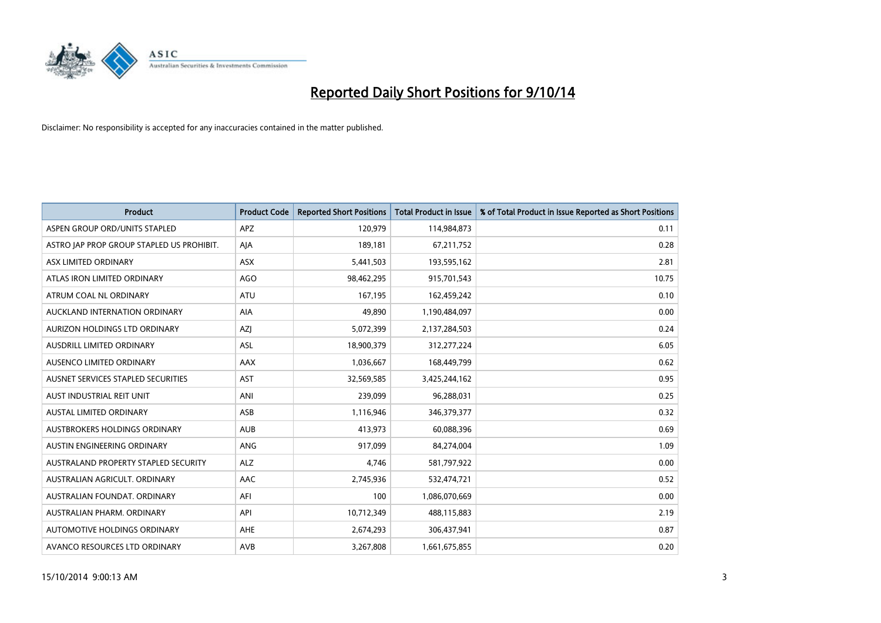# Reported Daily Short Positions for 9/10/14

Disclaimer: No responsibility is accepted for any inaccuracies contained in the matter published.

| Product | Product Code | Reported Short Positions | Total Product in Issue | % of Total Product in Issue Reported as Short Positions |
|---|---|---|---|---|
| ASPEN GROUP ORD/UNITS STAPLED | APZ | 120,979 | 114,984,873 | 0.11 |
| ASTRO JAP PROP GROUP STAPLED US PROHIBIT. | AJA | 189,181 | 67,211,752 | 0.28 |
| ASX LIMITED ORDINARY | ASX | 5,441,503 | 193,595,162 | 2.81 |
| ATLAS IRON LIMITED ORDINARY | AGO | 98,462,295 | 915,701,543 | 10.75 |
| ATRUM COAL NL ORDINARY | ATU | 167,195 | 162,459,242 | 0.10 |
| AUCKLAND INTERNATION ORDINARY | AIA | 49,890 | 1,190,484,097 | 0.00 |
| AURIZON HOLDINGS LTD ORDINARY | AZJ | 5,072,399 | 2,137,284,503 | 0.24 |
| AUSDRILL LIMITED ORDINARY | ASL | 18,900,379 | 312,277,224 | 6.05 |
| AUSENCO LIMITED ORDINARY | AAX | 1,036,667 | 168,449,799 | 0.62 |
| AUSNET SERVICES STAPLED SECURITIES | AST | 32,569,585 | 3,425,244,162 | 0.95 |
| AUST INDUSTRIAL REIT UNIT | ANI | 239,099 | 96,288,031 | 0.25 |
| AUSTAL LIMITED ORDINARY | ASB | 1,116,946 | 346,379,377 | 0.32 |
| AUSTBROKERS HOLDINGS ORDINARY | AUB | 413,973 | 60,088,396 | 0.69 |
| AUSTIN ENGINEERING ORDINARY | ANG | 917,099 | 84,274,004 | 1.09 |
| AUSTRALAND PROPERTY STAPLED SECURITY | ALZ | 4,746 | 581,797,922 | 0.00 |
| AUSTRALIAN AGRICULT. ORDINARY | AAC | 2,745,936 | 532,474,721 | 0.52 |
| AUSTRALIAN FOUNDAT. ORDINARY | AFI | 100 | 1,086,070,669 | 0.00 |
| AUSTRALIAN PHARM. ORDINARY | API | 10,712,349 | 488,115,883 | 2.19 |
| AUTOMOTIVE HOLDINGS ORDINARY | AHE | 2,674,293 | 306,437,941 | 0.87 |
| AVANCO RESOURCES LTD ORDINARY | AVB | 3,267,808 | 1,661,675,855 | 0.20 |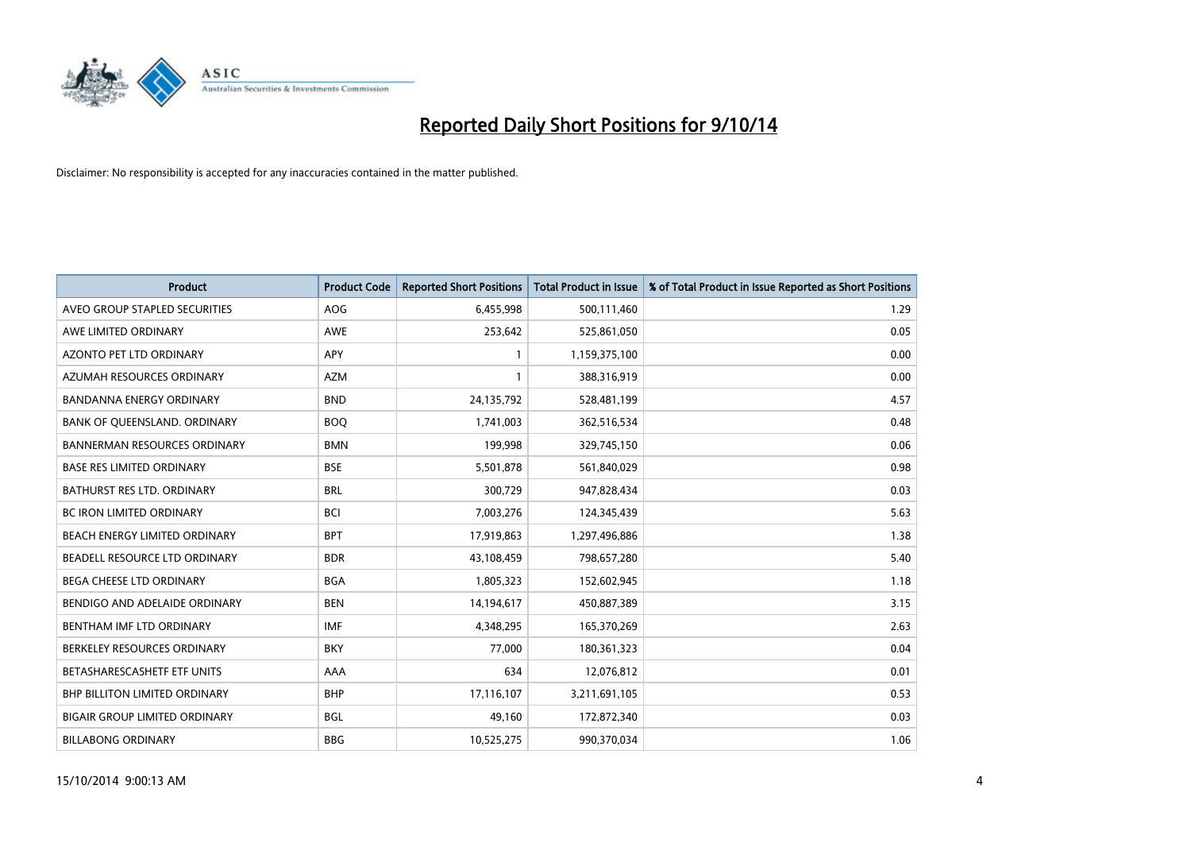# Reported Daily Short Positions for 9/10/14

Disclaimer: No responsibility is accepted for any inaccuracies contained in the matter published.

| Product | Product Code | Reported Short Positions | Total Product in Issue | % of Total Product in Issue Reported as Short Positions |
|---|---|---|---|---|
| AVEO GROUP STAPLED SECURITIES | AOG | 6,455,998 | 500,111,460 | 1.29 |
| AWE LIMITED ORDINARY | AWE | 253,642 | 525,861,050 | 0.05 |
| AZONTO PET LTD ORDINARY | APY | 1 | 1,159,375,100 | 0.00 |
| AZUMAH RESOURCES ORDINARY | AZM | 1 | 388,316,919 | 0.00 |
| BANDANNA ENERGY ORDINARY | BND | 24,135,792 | 528,481,199 | 4.57 |
| BANK OF QUEENSLAND. ORDINARY | BOQ | 1,741,003 | 362,516,534 | 0.48 |
| BANNERMAN RESOURCES ORDINARY | BMN | 199,998 | 329,745,150 | 0.06 |
| BASE RES LIMITED ORDINARY | BSE | 5,501,878 | 561,840,029 | 0.98 |
| BATHURST RES LTD. ORDINARY | BRL | 300,729 | 947,828,434 | 0.03 |
| BC IRON LIMITED ORDINARY | BCI | 7,003,276 | 124,345,439 | 5.63 |
| BEACH ENERGY LIMITED ORDINARY | BPT | 17,919,863 | 1,297,496,886 | 1.38 |
| BEADELL RESOURCE LTD ORDINARY | BDR | 43,108,459 | 798,657,280 | 5.40 |
| BEGA CHEESE LTD ORDINARY | BGA | 1,805,323 | 152,602,945 | 1.18 |
| BENDIGO AND ADELAIDE ORDINARY | BEN | 14,194,617 | 450,887,389 | 3.15 |
| BENTHAM IMF LTD ORDINARY | IMF | 4,348,295 | 165,370,269 | 2.63 |
| BERKELEY RESOURCES ORDINARY | BKY | 77,000 | 180,361,323 | 0.04 |
| BETASHARESCASHETF ETF UNITS | AAA | 634 | 12,076,812 | 0.01 |
| BHP BILLITON LIMITED ORDINARY | BHP | 17,116,107 | 3,211,691,105 | 0.53 |
| BIGAIR GROUP LIMITED ORDINARY | BGL | 49,160 | 172,872,340 | 0.03 |
| BILLABONG ORDINARY | BBG | 10,525,275 | 990,370,034 | 1.06 |

15/10/2014 9:00:13 AM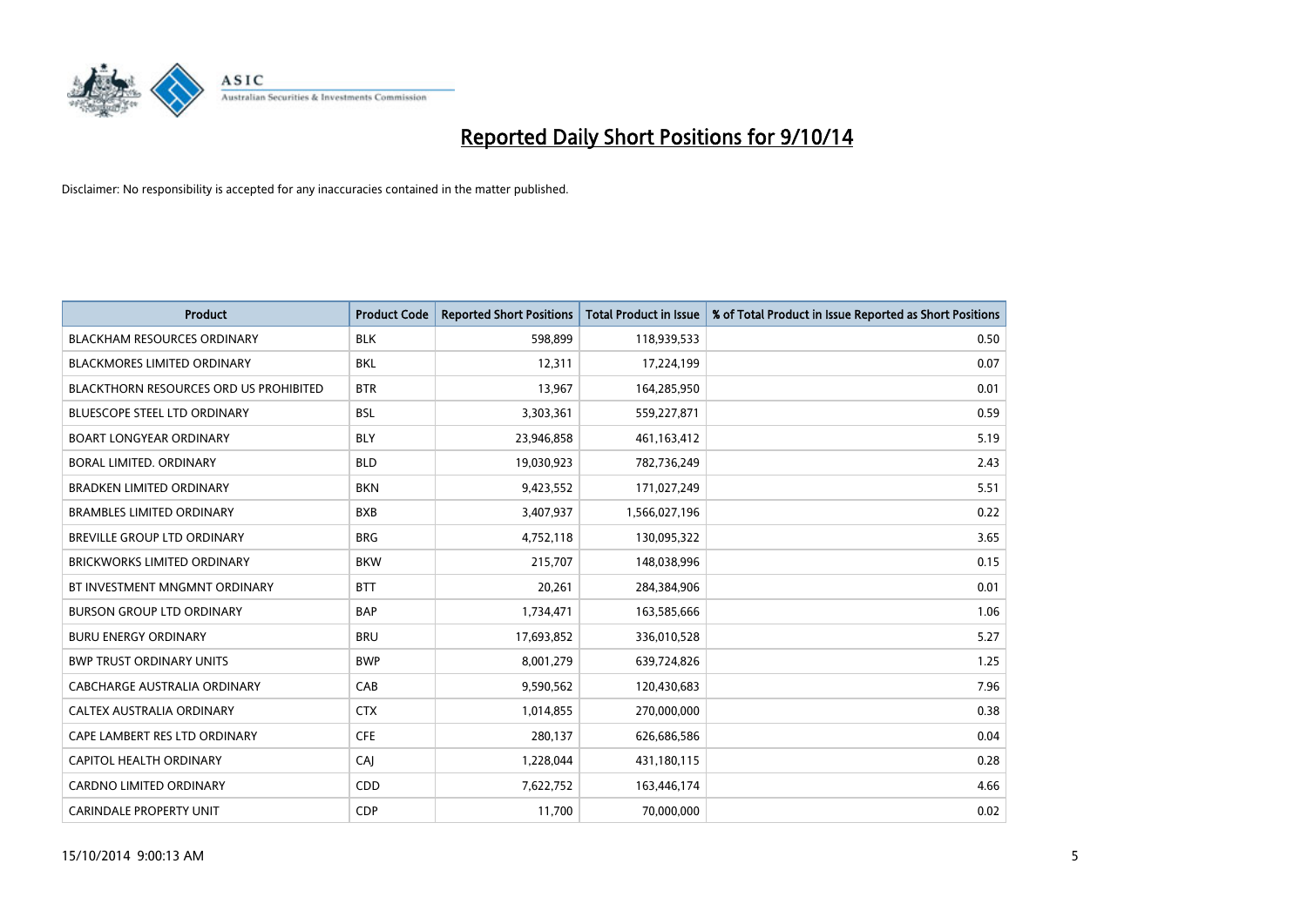# Reported Daily Short Positions for 9/10/14

Disclaimer: No responsibility is accepted for any inaccuracies contained in the matter published.

| Product | Product Code | Reported Short Positions | Total Product in Issue | % of Total Product in Issue Reported as Short Positions |
|---|---|---|---|---|
| BLACKHAM RESOURCES ORDINARY | BLK | 598,899 | 118,939,533 | 0.50 |
| BLACKMORES LIMITED ORDINARY | BKL | 12,311 | 17,224,199 | 0.07 |
| BLACKTHORN RESOURCES ORD US PROHIBITED | BTR | 13,967 | 164,285,950 | 0.01 |
| BLUESCOPE STEEL LTD ORDINARY | BSL | 3,303,361 | 559,227,871 | 0.59 |
| BOART LONGYEAR ORDINARY | BLY | 23,946,858 | 461,163,412 | 5.19 |
| BORAL LIMITED. ORDINARY | BLD | 19,030,923 | 782,736,249 | 2.43 |
| BRADKEN LIMITED ORDINARY | BKN | 9,423,552 | 171,027,249 | 5.51 |
| BRAMBLES LIMITED ORDINARY | BXB | 3,407,937 | 1,566,027,196 | 0.22 |
| BREVILLE GROUP LTD ORDINARY | BRG | 4,752,118 | 130,095,322 | 3.65 |
| BRICKWORKS LIMITED ORDINARY | BKW | 215,707 | 148,038,996 | 0.15 |
| BT INVESTMENT MNGMNT ORDINARY | BTT | 20,261 | 284,384,906 | 0.01 |
| BURSON GROUP LTD ORDINARY | BAP | 1,734,471 | 163,585,666 | 1.06 |
| BURU ENERGY ORDINARY | BRU | 17,693,852 | 336,010,528 | 5.27 |
| BWP TRUST ORDINARY UNITS | BWP | 8,001,279 | 639,724,826 | 1.25 |
| CABCHARGE AUSTRALIA ORDINARY | CAB | 9,590,562 | 120,430,683 | 7.96 |
| CALTEX AUSTRALIA ORDINARY | CTX | 1,014,855 | 270,000,000 | 0.38 |
| CAPE LAMBERT RES LTD ORDINARY | CFE | 280,137 | 626,686,586 | 0.04 |
| CAPITOL HEALTH ORDINARY | CAJ | 1,228,044 | 431,180,115 | 0.28 |
| CARDNO LIMITED ORDINARY | CDD | 7,622,752 | 163,446,174 | 4.66 |
| CARINDALE PROPERTY UNIT | CDP | 11,700 | 70,000,000 | 0.02 |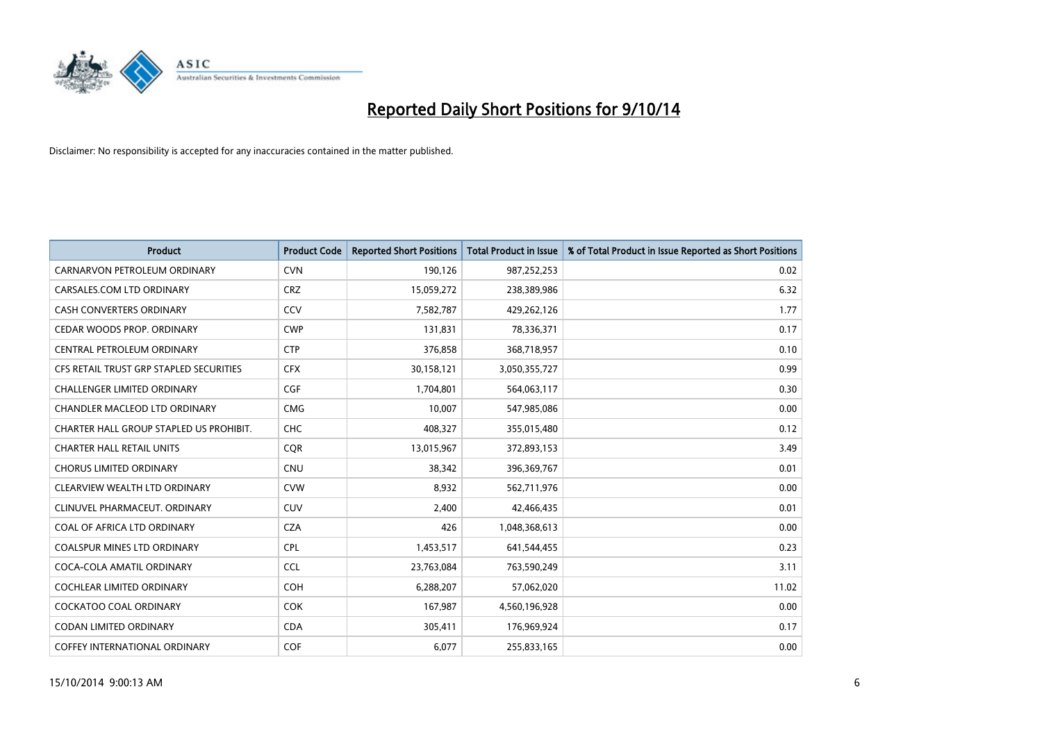# Reported Daily Short Positions for 9/10/14

Disclaimer: No responsibility is accepted for any inaccuracies contained in the matter published.

| Product | Product Code | Reported Short Positions | Total Product in Issue | % of Total Product in Issue Reported as Short Positions |
|---|---|---|---|---|
| CARNARVON PETROLEUM ORDINARY | CVN | 190,126 | 987,252,253 | 0.02 |
| CARSALES.COM LTD ORDINARY | CRZ | 15,059,272 | 238,389,986 | 6.32 |
| CASH CONVERTERS ORDINARY | CCV | 7,582,787 | 429,262,126 | 1.77 |
| CEDAR WOODS PROP. ORDINARY | CWP | 131,831 | 78,336,371 | 0.17 |
| CENTRAL PETROLEUM ORDINARY | CTP | 376,858 | 368,718,957 | 0.10 |
| CFS RETAIL TRUST GRP STAPLED SECURITIES | CFX | 30,158,121 | 3,050,355,727 | 0.99 |
| CHALLENGER LIMITED ORDINARY | CGF | 1,704,801 | 564,063,117 | 0.30 |
| CHANDLER MACLEOD LTD ORDINARY | CMG | 10,007 | 547,985,086 | 0.00 |
| CHARTER HALL GROUP STAPLED US PROHIBIT. | CHC | 408,327 | 355,015,480 | 0.12 |
| CHARTER HALL RETAIL UNITS | CQR | 13,015,967 | 372,893,153 | 3.49 |
| CHORUS LIMITED ORDINARY | CNU | 38,342 | 396,369,767 | 0.01 |
| CLEARVIEW WEALTH LTD ORDINARY | CVW | 8,932 | 562,711,976 | 0.00 |
| CLINUVEL PHARMACEUT. ORDINARY | CUV | 2,400 | 42,466,435 | 0.01 |
| COAL OF AFRICA LTD ORDINARY | CZA | 426 | 1,048,368,613 | 0.00 |
| COALSPUR MINES LTD ORDINARY | CPL | 1,453,517 | 641,544,455 | 0.23 |
| COCA-COLA AMATIL ORDINARY | CCL | 23,763,084 | 763,590,249 | 3.11 |
| COCHLEAR LIMITED ORDINARY | COH | 6,288,207 | 57,062,020 | 11.02 |
| COCKATOO COAL ORDINARY | COK | 167,987 | 4,560,196,928 | 0.00 |
| CODAN LIMITED ORDINARY | CDA | 305,411 | 176,969,924 | 0.17 |
| COFFEY INTERNATIONAL ORDINARY | COF | 6,077 | 255,833,165 | 0.00 |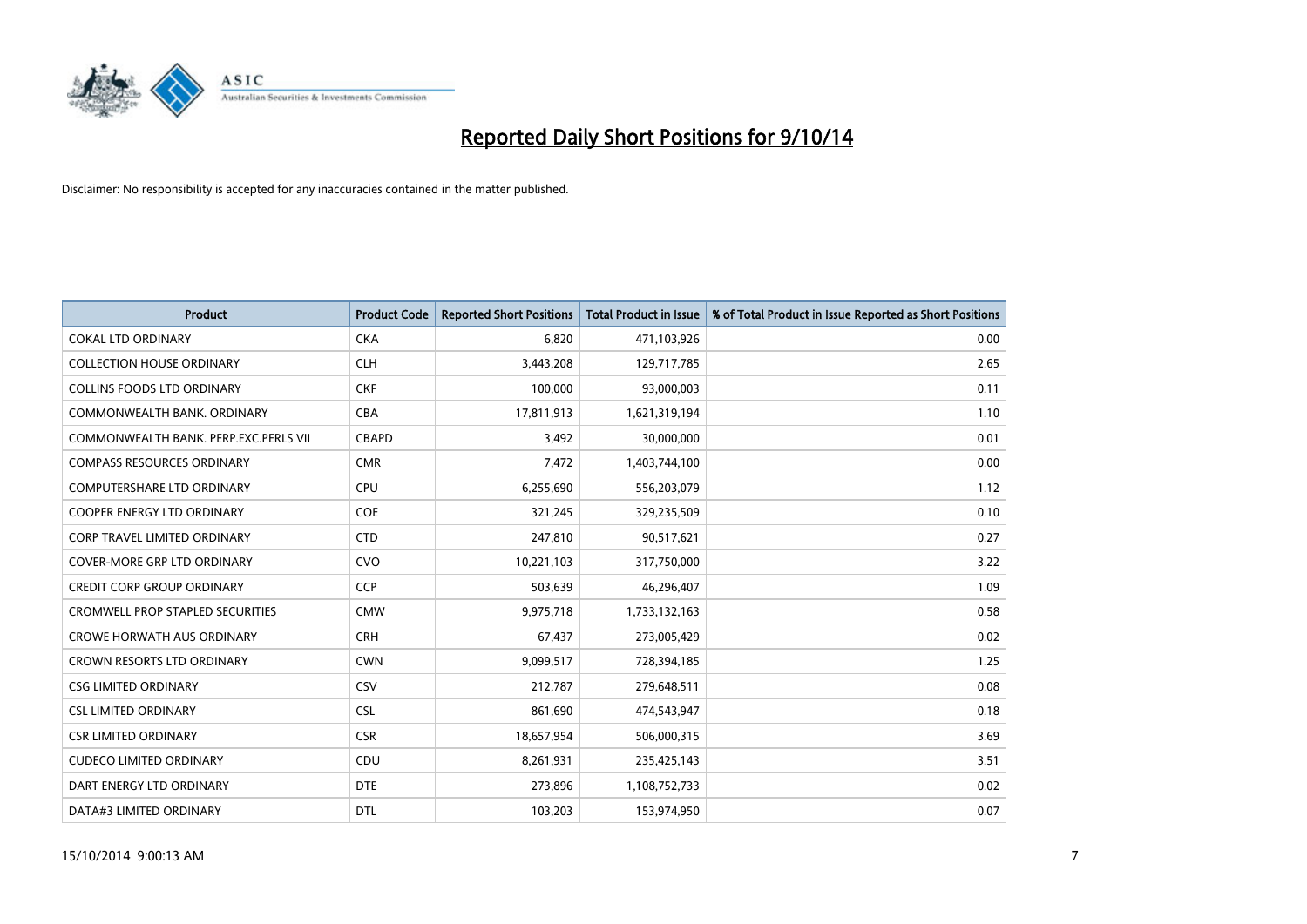# Reported Daily Short Positions for 9/10/14

Disclaimer: No responsibility is accepted for any inaccuracies contained in the matter published.

| Product | Product Code | Reported Short Positions | Total Product in Issue | % of Total Product in Issue Reported as Short Positions |
|---|---|---|---|---|
| COKAL LTD ORDINARY | CKA | 6,820 | 471,103,926 | 0.00 |
| COLLECTION HOUSE ORDINARY | CLH | 3,443,208 | 129,717,785 | 2.65 |
| COLLINS FOODS LTD ORDINARY | CKF | 100,000 | 93,000,003 | 0.11 |
| COMMONWEALTH BANK. ORDINARY | CBA | 17,811,913 | 1,621,319,194 | 1.10 |
| COMMONWEALTH BANK. PERP.EXC.PERLS VII | CBAPD | 3,492 | 30,000,000 | 0.01 |
| COMPASS RESOURCES ORDINARY | CMR | 7,472 | 1,403,744,100 | 0.00 |
| COMPUTERSHARE LTD ORDINARY | CPU | 6,255,690 | 556,203,079 | 1.12 |
| COOPER ENERGY LTD ORDINARY | COE | 321,245 | 329,235,509 | 0.10 |
| CORP TRAVEL LIMITED ORDINARY | CTD | 247,810 | 90,517,621 | 0.27 |
| COVER-MORE GRP LTD ORDINARY | CVO | 10,221,103 | 317,750,000 | 3.22 |
| CREDIT CORP GROUP ORDINARY | CCP | 503,639 | 46,296,407 | 1.09 |
| CROMWELL PROP STAPLED SECURITIES | CMW | 9,975,718 | 1,733,132,163 | 0.58 |
| CROWE HORWATH AUS ORDINARY | CRH | 67,437 | 273,005,429 | 0.02 |
| CROWN RESORTS LTD ORDINARY | CWN | 9,099,517 | 728,394,185 | 1.25 |
| CSG LIMITED ORDINARY | CSV | 212,787 | 279,648,511 | 0.08 |
| CSL LIMITED ORDINARY | CSL | 861,690 | 474,543,947 | 0.18 |
| CSR LIMITED ORDINARY | CSR | 18,657,954 | 506,000,315 | 3.69 |
| CUDECO LIMITED ORDINARY | CDU | 8,261,931 | 235,425,143 | 3.51 |
| DART ENERGY LTD ORDINARY | DTE | 273,896 | 1,108,752,733 | 0.02 |
| DATA#3 LIMITED ORDINARY | DTL | 103,203 | 153,974,950 | 0.07 |

15/10/2014 9:00:13 AM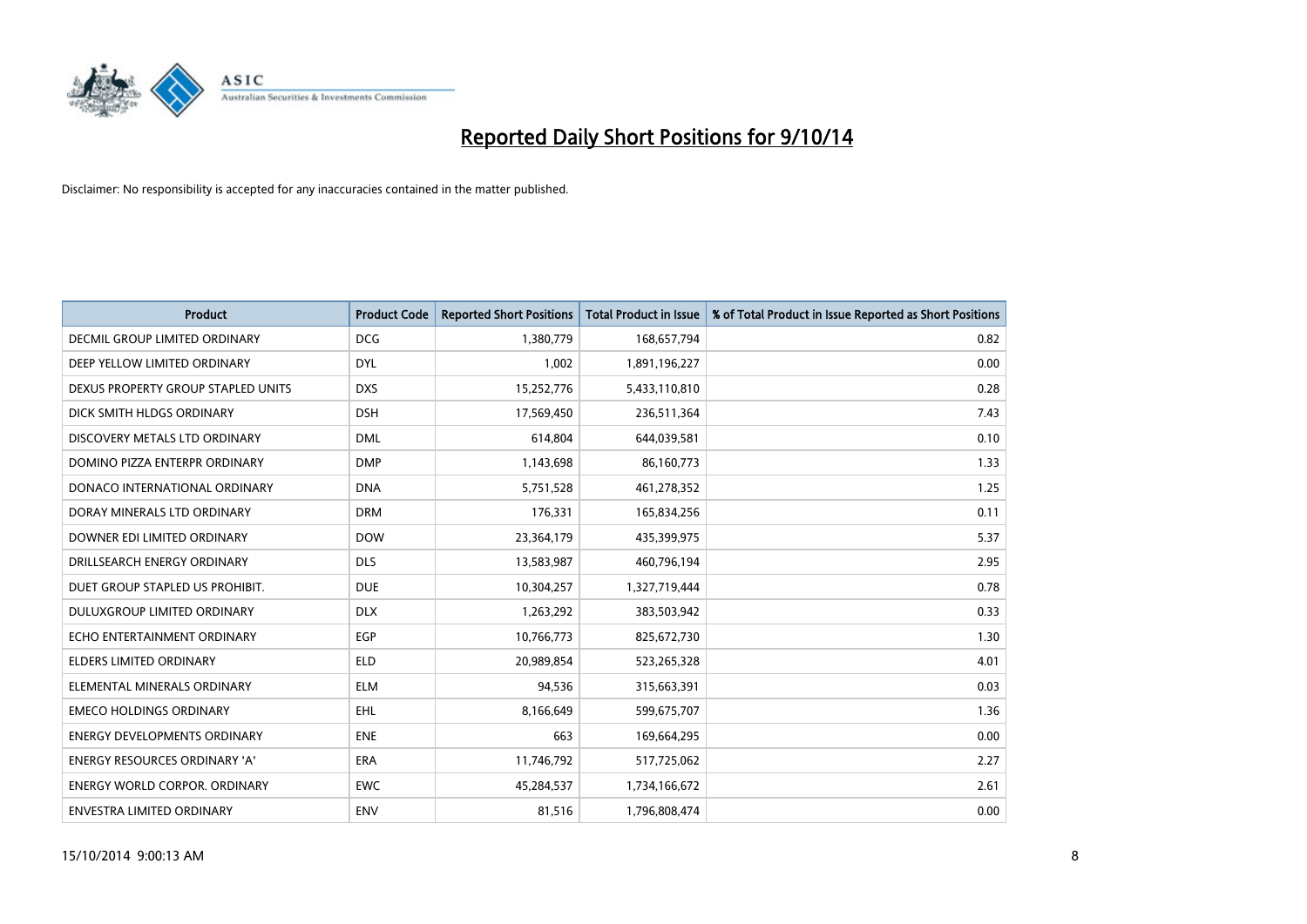# Reported Daily Short Positions for 9/10/14

Disclaimer: No responsibility is accepted for any inaccuracies contained in the matter published.

| Product | Product Code | Reported Short Positions | Total Product in Issue | % of Total Product in Issue Reported as Short Positions |
|---|---|---|---|---|
| DECMIL GROUP LIMITED ORDINARY | DCG | 1,380,779 | 168,657,794 | 0.82 |
| DEEP YELLOW LIMITED ORDINARY | DYL | 1,002 | 1,891,196,227 | 0.00 |
| DEXUS PROPERTY GROUP STAPLED UNITS | DXS | 15,252,776 | 5,433,110,810 | 0.28 |
| DICK SMITH HLDGS ORDINARY | DSH | 17,569,450 | 236,511,364 | 7.43 |
| DISCOVERY METALS LTD ORDINARY | DML | 614,804 | 644,039,581 | 0.10 |
| DOMINO PIZZA ENTERPR ORDINARY | DMP | 1,143,698 | 86,160,773 | 1.33 |
| DONACO INTERNATIONAL ORDINARY | DNA | 5,751,528 | 461,278,352 | 1.25 |
| DORAY MINERALS LTD ORDINARY | DRM | 176,331 | 165,834,256 | 0.11 |
| DOWNER EDI LIMITED ORDINARY | DOW | 23,364,179 | 435,399,975 | 5.37 |
| DRILLSEARCH ENERGY ORDINARY | DLS | 13,583,987 | 460,796,194 | 2.95 |
| DUET GROUP STAPLED US PROHIBIT. | DUE | 10,304,257 | 1,327,719,444 | 0.78 |
| DULUXGROUP LIMITED ORDINARY | DLX | 1,263,292 | 383,503,942 | 0.33 |
| ECHO ENTERTAINMENT ORDINARY | EGP | 10,766,773 | 825,672,730 | 1.30 |
| ELDERS LIMITED ORDINARY | ELD | 20,989,854 | 523,265,328 | 4.01 |
| ELEMENTAL MINERALS ORDINARY | ELM | 94,536 | 315,663,391 | 0.03 |
| EMECO HOLDINGS ORDINARY | EHL | 8,166,649 | 599,675,707 | 1.36 |
| ENERGY DEVELOPMENTS ORDINARY | ENE | 663 | 169,664,295 | 0.00 |
| ENERGY RESOURCES ORDINARY 'A' | ERA | 11,746,792 | 517,725,062 | 2.27 |
| ENERGY WORLD CORPOR. ORDINARY | EWC | 45,284,537 | 1,734,166,672 | 2.61 |
| ENVESTRA LIMITED ORDINARY | ENV | 81,516 | 1,796,808,474 | 0.00 |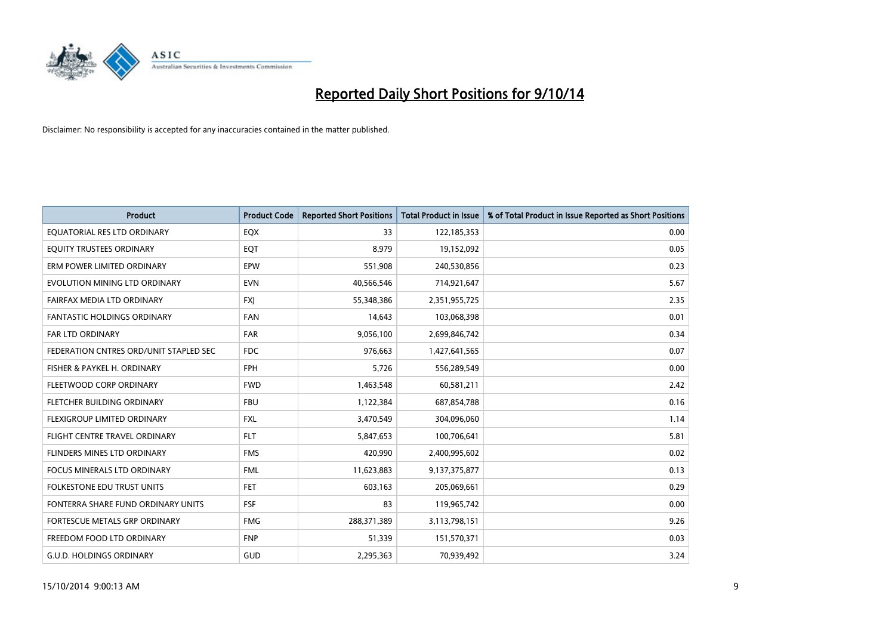# Reported Daily Short Positions for 9/10/14

Disclaimer: No responsibility is accepted for any inaccuracies contained in the matter published.

| Product | Product Code | Reported Short Positions | Total Product in Issue | % of Total Product in Issue Reported as Short Positions |
|---|---|---|---|---|
| EQUATORIAL RES LTD ORDINARY | EQX | 33 | 122,185,353 | 0.00 |
| EQUITY TRUSTEES ORDINARY | EQT | 8,979 | 19,152,092 | 0.05 |
| ERM POWER LIMITED ORDINARY | EPW | 551,908 | 240,530,856 | 0.23 |
| EVOLUTION MINING LTD ORDINARY | EVN | 40,566,546 | 714,921,647 | 5.67 |
| FAIRFAX MEDIA LTD ORDINARY | FXJ | 55,348,386 | 2,351,955,725 | 2.35 |
| FANTASTIC HOLDINGS ORDINARY | FAN | 14,643 | 103,068,398 | 0.01 |
| FAR LTD ORDINARY | FAR | 9,056,100 | 2,699,846,742 | 0.34 |
| FEDERATION CNTRES ORD/UNIT STAPLED SEC | FDC | 976,663 | 1,427,641,565 | 0.07 |
| FISHER & PAYKEL H. ORDINARY | FPH | 5,726 | 556,289,549 | 0.00 |
| FLEETWOOD CORP ORDINARY | FWD | 1,463,548 | 60,581,211 | 2.42 |
| FLETCHER BUILDING ORDINARY | FBU | 1,122,384 | 687,854,788 | 0.16 |
| FLEXIGROUP LIMITED ORDINARY | FXL | 3,470,549 | 304,096,060 | 1.14 |
| FLIGHT CENTRE TRAVEL ORDINARY | FLT | 5,847,653 | 100,706,641 | 5.81 |
| FLINDERS MINES LTD ORDINARY | FMS | 420,990 | 2,400,995,602 | 0.02 |
| FOCUS MINERALS LTD ORDINARY | FML | 11,623,883 | 9,137,375,877 | 0.13 |
| FOLKESTONE EDU TRUST UNITS | FET | 603,163 | 205,069,661 | 0.29 |
| FONTERRA SHARE FUND ORDINARY UNITS | FSF | 83 | 119,965,742 | 0.00 |
| FORTESCUE METALS GRP ORDINARY | FMG | 288,371,389 | 3,113,798,151 | 9.26 |
| FREEDOM FOOD LTD ORDINARY | FNP | 51,339 | 151,570,371 | 0.03 |
| G.U.D. HOLDINGS ORDINARY | GUD | 2,295,363 | 70,939,492 | 3.24 |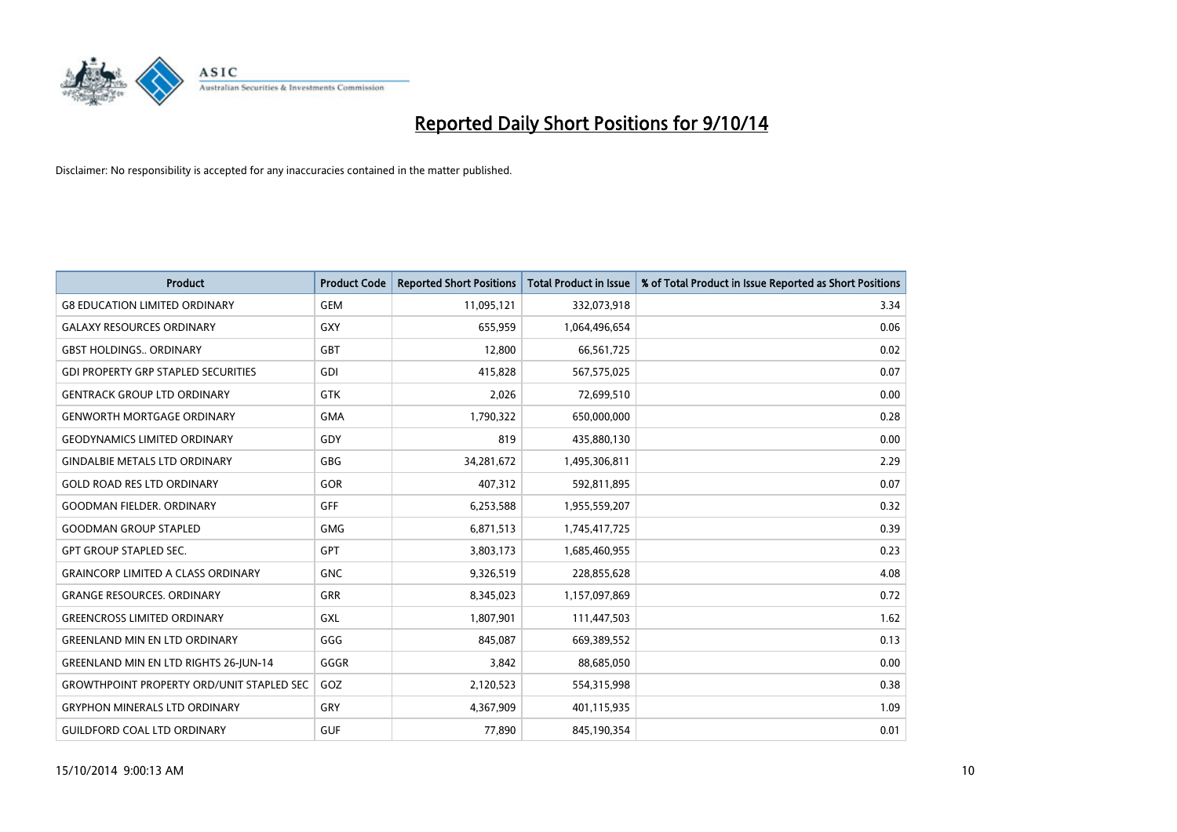# Reported Daily Short Positions for 9/10/14

Disclaimer: No responsibility is accepted for any inaccuracies contained in the matter published.

| Product | Product Code | Reported Short Positions | Total Product in Issue | % of Total Product in Issue Reported as Short Positions |
|---|---|---|---|---|
| G8 EDUCATION LIMITED ORDINARY | GEM | 11,095,121 | 332,073,918 | 3.34 |
| GALAXY RESOURCES ORDINARY | GXY | 655,959 | 1,064,496,654 | 0.06 |
| GBST HOLDINGS.. ORDINARY | GBT | 12,800 | 66,561,725 | 0.02 |
| GDI PROPERTY GRP STAPLED SECURITIES | GDI | 415,828 | 567,575,025 | 0.07 |
| GENTRACK GROUP LTD ORDINARY | GTK | 2,026 | 72,699,510 | 0.00 |
| GENWORTH MORTGAGE ORDINARY | GMA | 1,790,322 | 650,000,000 | 0.28 |
| GEODYNAMICS LIMITED ORDINARY | GDY | 819 | 435,880,130 | 0.00 |
| GINDALBIE METALS LTD ORDINARY | GBG | 34,281,672 | 1,495,306,811 | 2.29 |
| GOLD ROAD RES LTD ORDINARY | GOR | 407,312 | 592,811,895 | 0.07 |
| GOODMAN FIELDER. ORDINARY | GFF | 6,253,588 | 1,955,559,207 | 0.32 |
| GOODMAN GROUP STAPLED | GMG | 6,871,513 | 1,745,417,725 | 0.39 |
| GPT GROUP STAPLED SEC. | GPT | 3,803,173 | 1,685,460,955 | 0.23 |
| GRAINCORP LIMITED A CLASS ORDINARY | GNC | 9,326,519 | 228,855,628 | 4.08 |
| GRANGE RESOURCES. ORDINARY | GRR | 8,345,023 | 1,157,097,869 | 0.72 |
| GREENCROSS LIMITED ORDINARY | GXL | 1,807,901 | 111,447,503 | 1.62 |
| GREENLAND MIN EN LTD ORDINARY | GGG | 845,087 | 669,389,552 | 0.13 |
| GREENLAND MIN EN LTD RIGHTS 26-JUN-14 | GGGR | 3,842 | 88,685,050 | 0.00 |
| GROWTHPOINT PROPERTY ORD/UNIT STAPLED SEC | GOZ | 2,120,523 | 554,315,998 | 0.38 |
| GRYPHON MINERALS LTD ORDINARY | GRY | 4,367,909 | 401,115,935 | 1.09 |
| GUILDFORD COAL LTD ORDINARY | GUF | 77,890 | 845,190,354 | 0.01 |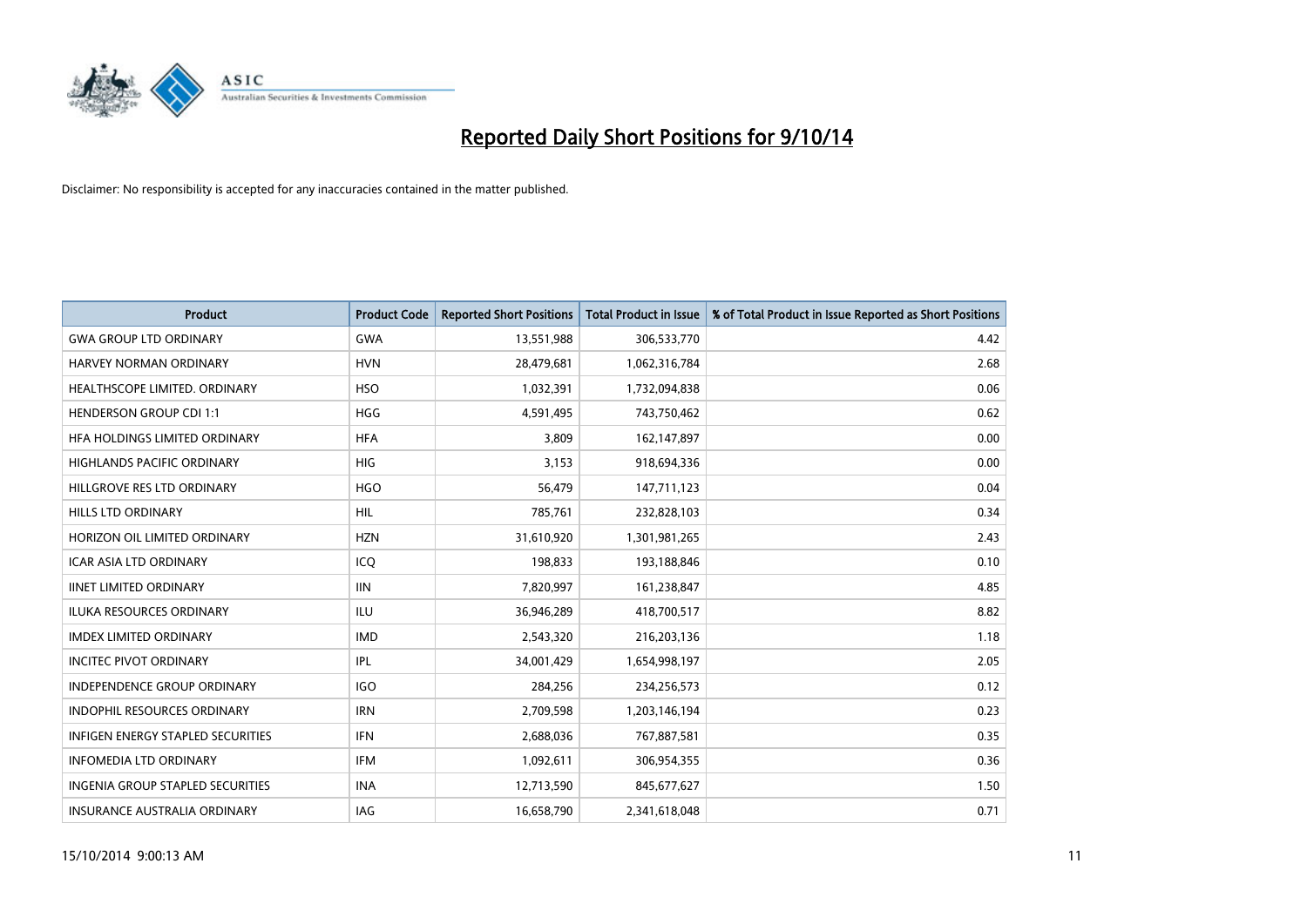# Reported Daily Short Positions for 9/10/14

Disclaimer: No responsibility is accepted for any inaccuracies contained in the matter published.

| Product | Product Code | Reported Short Positions | Total Product in Issue | % of Total Product in Issue Reported as Short Positions |
|---|---|---|---|---|
| GWA GROUP LTD ORDINARY | GWA | 13,551,988 | 306,533,770 | 4.42 |
| HARVEY NORMAN ORDINARY | HVN | 28,479,681 | 1,062,316,784 | 2.68 |
| HEALTHSCOPE LIMITED. ORDINARY | HSO | 1,032,391 | 1,732,094,838 | 0.06 |
| HENDERSON GROUP CDI 1:1 | HGG | 4,591,495 | 743,750,462 | 0.62 |
| HFA HOLDINGS LIMITED ORDINARY | HFA | 3,809 | 162,147,897 | 0.00 |
| HIGHLANDS PACIFIC ORDINARY | HIG | 3,153 | 918,694,336 | 0.00 |
| HILLGROVE RES LTD ORDINARY | HGO | 56,479 | 147,711,123 | 0.04 |
| HILLS LTD ORDINARY | HIL | 785,761 | 232,828,103 | 0.34 |
| HORIZON OIL LIMITED ORDINARY | HZN | 31,610,920 | 1,301,981,265 | 2.43 |
| ICAR ASIA LTD ORDINARY | ICQ | 198,833 | 193,188,846 | 0.10 |
| IINET LIMITED ORDINARY | IIN | 7,820,997 | 161,238,847 | 4.85 |
| ILUKA RESOURCES ORDINARY | ILU | 36,946,289 | 418,700,517 | 8.82 |
| IMDEX LIMITED ORDINARY | IMD | 2,543,320 | 216,203,136 | 1.18 |
| INCITEC PIVOT ORDINARY | IPL | 34,001,429 | 1,654,998,197 | 2.05 |
| INDEPENDENCE GROUP ORDINARY | IGO | 284,256 | 234,256,573 | 0.12 |
| INDOPHIL RESOURCES ORDINARY | IRN | 2,709,598 | 1,203,146,194 | 0.23 |
| INFIGEN ENERGY STAPLED SECURITIES | IFN | 2,688,036 | 767,887,581 | 0.35 |
| INFOMEDIA LTD ORDINARY | IFM | 1,092,611 | 306,954,355 | 0.36 |
| INGENIA GROUP STAPLED SECURITIES | INA | 12,713,590 | 845,677,627 | 1.50 |
| INSURANCE AUSTRALIA ORDINARY | IAG | 16,658,790 | 2,341,618,048 | 0.71 |

15/10/2014 9:00:13 AM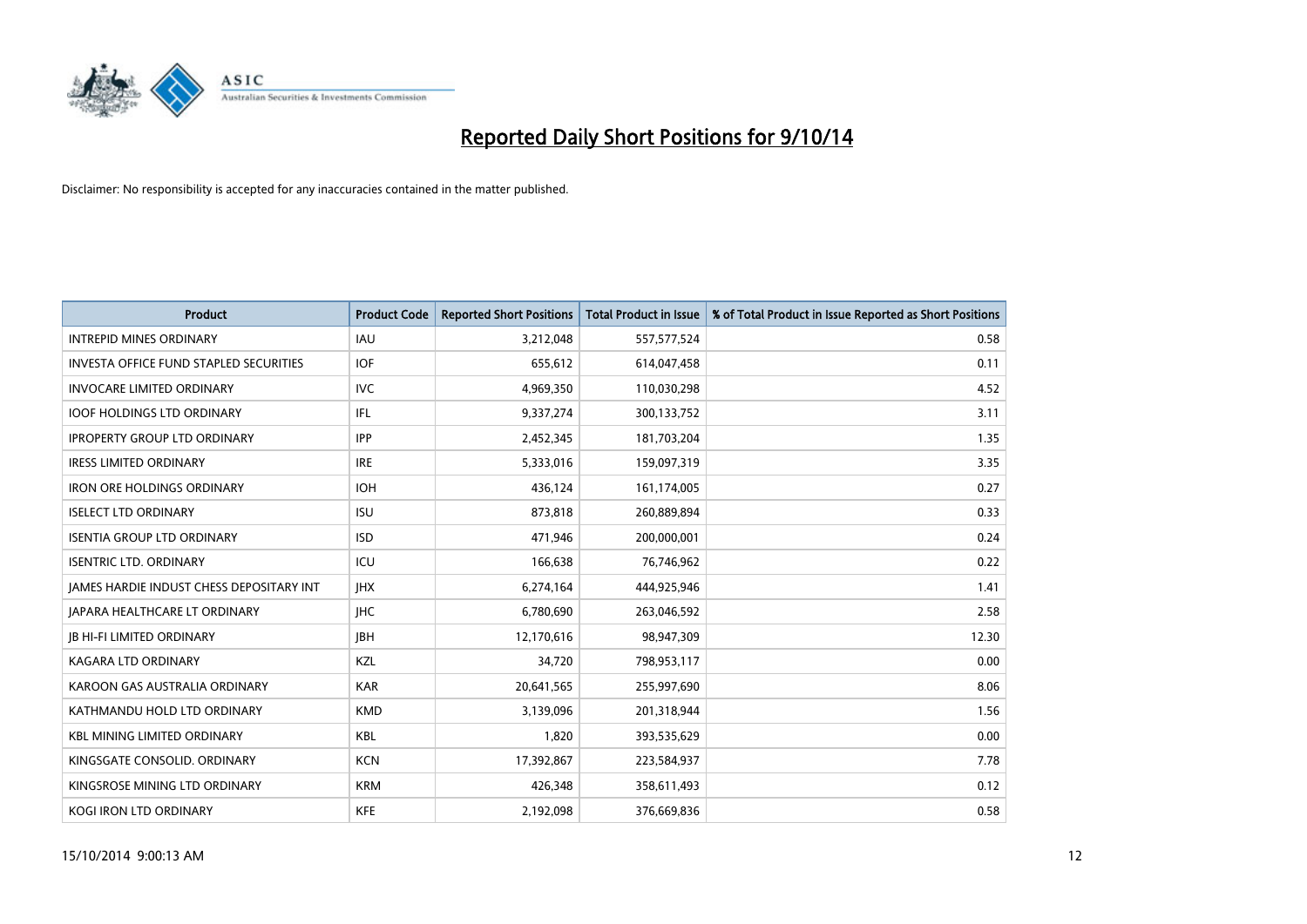# Reported Daily Short Positions for 9/10/14

Disclaimer: No responsibility is accepted for any inaccuracies contained in the matter published.

| Product | Product Code | Reported Short Positions | Total Product in Issue | % of Total Product in Issue Reported as Short Positions |
|---|---|---|---|---|
| INTREPID MINES ORDINARY | IAU | 3,212,048 | 557,577,524 | 0.58 |
| INVESTA OFFICE FUND STAPLED SECURITIES | IOF | 655,612 | 614,047,458 | 0.11 |
| INVOCARE LIMITED ORDINARY | IVC | 4,969,350 | 110,030,298 | 4.52 |
| IOOF HOLDINGS LTD ORDINARY | IFL | 9,337,274 | 300,133,752 | 3.11 |
| IPROPERTY GROUP LTD ORDINARY | IPP | 2,452,345 | 181,703,204 | 1.35 |
| IRESS LIMITED ORDINARY | IRE | 5,333,016 | 159,097,319 | 3.35 |
| IRON ORE HOLDINGS ORDINARY | IOH | 436,124 | 161,174,005 | 0.27 |
| ISELECT LTD ORDINARY | ISU | 873,818 | 260,889,894 | 0.33 |
| ISENTIA GROUP LTD ORDINARY | ISD | 471,946 | 200,000,001 | 0.24 |
| ISENTRIC LTD. ORDINARY | ICU | 166,638 | 76,746,962 | 0.22 |
| JAMES HARDIE INDUST CHESS DEPOSITARY INT | JHX | 6,274,164 | 444,925,946 | 1.41 |
| JAPARA HEALTHCARE LT ORDINARY | JHC | 6,780,690 | 263,046,592 | 2.58 |
| JB HI-FI LIMITED ORDINARY | JBH | 12,170,616 | 98,947,309 | 12.30 |
| KAGARA LTD ORDINARY | KZL | 34,720 | 798,953,117 | 0.00 |
| KAROON GAS AUSTRALIA ORDINARY | KAR | 20,641,565 | 255,997,690 | 8.06 |
| KATHMANDU HOLD LTD ORDINARY | KMD | 3,139,096 | 201,318,944 | 1.56 |
| KBL MINING LIMITED ORDINARY | KBL | 1,820 | 393,535,629 | 0.00 |
| KINGSGATE CONSOLID. ORDINARY | KCN | 17,392,867 | 223,584,937 | 7.78 |
| KINGSROSE MINING LTD ORDINARY | KRM | 426,348 | 358,611,493 | 0.12 |
| KOGI IRON LTD ORDINARY | KFE | 2,192,098 | 376,669,836 | 0.58 |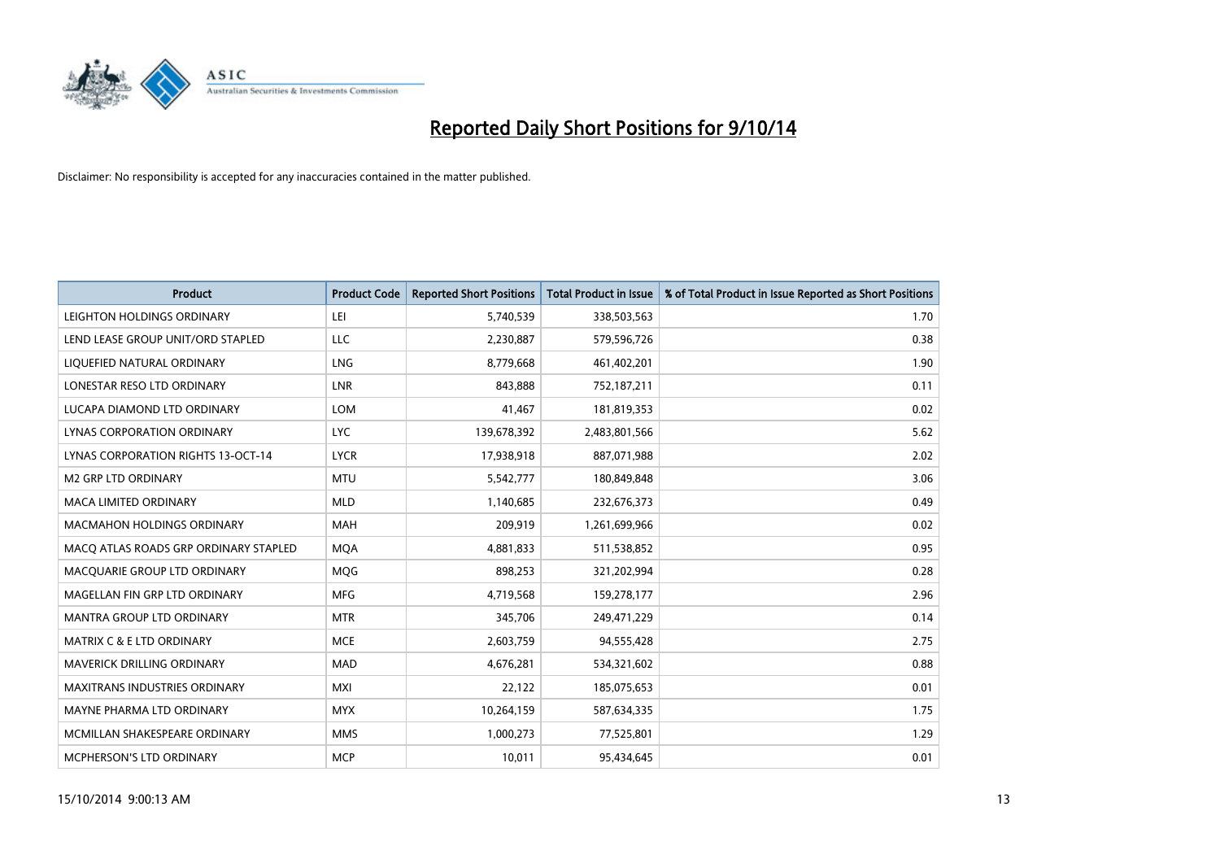# Reported Daily Short Positions for 9/10/14

Disclaimer: No responsibility is accepted for any inaccuracies contained in the matter published.

| Product | Product Code | Reported Short Positions | Total Product in Issue | % of Total Product in Issue Reported as Short Positions |
|---|---|---|---|---|
| LEIGHTON HOLDINGS ORDINARY | LEI | 5,740,539 | 338,503,563 | 1.70 |
| LEND LEASE GROUP UNIT/ORD STAPLED | LLC | 2,230,887 | 579,596,726 | 0.38 |
| LIQUEFIED NATURAL ORDINARY | LNG | 8,779,668 | 461,402,201 | 1.90 |
| LONESTAR RESO LTD ORDINARY | LNR | 843,888 | 752,187,211 | 0.11 |
| LUCAPA DIAMOND LTD ORDINARY | LOM | 41,467 | 181,819,353 | 0.02 |
| LYNAS CORPORATION ORDINARY | LYC | 139,678,392 | 2,483,801,566 | 5.62 |
| LYNAS CORPORATION RIGHTS 13-OCT-14 | LYCR | 17,938,918 | 887,071,988 | 2.02 |
| M2 GRP LTD ORDINARY | MTU | 5,542,777 | 180,849,848 | 3.06 |
| MACA LIMITED ORDINARY | MLD | 1,140,685 | 232,676,373 | 0.49 |
| MACMAHON HOLDINGS ORDINARY | MAH | 209,919 | 1,261,699,966 | 0.02 |
| MACQ ATLAS ROADS GRP ORDINARY STAPLED | MQA | 4,881,833 | 511,538,852 | 0.95 |
| MACQUARIE GROUP LTD ORDINARY | MQG | 898,253 | 321,202,994 | 0.28 |
| MAGELLAN FIN GRP LTD ORDINARY | MFG | 4,719,568 | 159,278,177 | 2.96 |
| MANTRA GROUP LTD ORDINARY | MTR | 345,706 | 249,471,229 | 0.14 |
| MATRIX C & E LTD ORDINARY | MCE | 2,603,759 | 94,555,428 | 2.75 |
| MAVERICK DRILLING ORDINARY | MAD | 4,676,281 | 534,321,602 | 0.88 |
| MAXITRANS INDUSTRIES ORDINARY | MXI | 22,122 | 185,075,653 | 0.01 |
| MAYNE PHARMA LTD ORDINARY | MYX | 10,264,159 | 587,634,335 | 1.75 |
| MCMILLAN SHAKESPEARE ORDINARY | MMS | 1,000,273 | 77,525,801 | 1.29 |
| MCPHERSON'S LTD ORDINARY | MCP | 10,011 | 95,434,645 | 0.01 |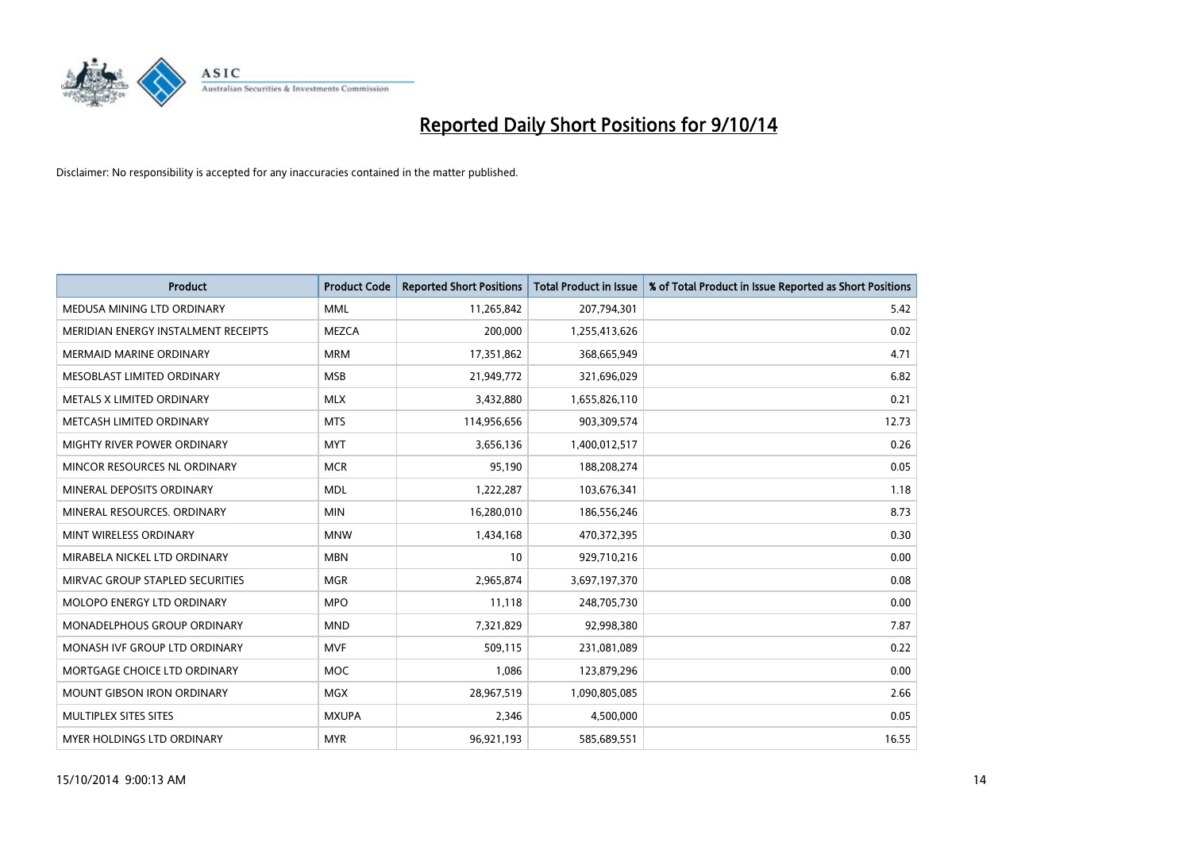# Reported Daily Short Positions for 9/10/14

Disclaimer: No responsibility is accepted for any inaccuracies contained in the matter published.

| Product | Product Code | Reported Short Positions | Total Product in Issue | % of Total Product in Issue Reported as Short Positions |
|---|---|---|---|---|
| MEDUSA MINING LTD ORDINARY | MML | 11,265,842 | 207,794,301 | 5.42 |
| MERIDIAN ENERGY INSTALMENT RECEIPTS | MEZCA | 200,000 | 1,255,413,626 | 0.02 |
| MERMAID MARINE ORDINARY | MRM | 17,351,862 | 368,665,949 | 4.71 |
| MESOBLAST LIMITED ORDINARY | MSB | 21,949,772 | 321,696,029 | 6.82 |
| METALS X LIMITED ORDINARY | MLX | 3,432,880 | 1,655,826,110 | 0.21 |
| METCASH LIMITED ORDINARY | MTS | 114,956,656 | 903,309,574 | 12.73 |
| MIGHTY RIVER POWER ORDINARY | MYT | 3,656,136 | 1,400,012,517 | 0.26 |
| MINCOR RESOURCES NL ORDINARY | MCR | 95,190 | 188,208,274 | 0.05 |
| MINERAL DEPOSITS ORDINARY | MDL | 1,222,287 | 103,676,341 | 1.18 |
| MINERAL RESOURCES. ORDINARY | MIN | 16,280,010 | 186,556,246 | 8.73 |
| MINT WIRELESS ORDINARY | MNW | 1,434,168 | 470,372,395 | 0.30 |
| MIRABELA NICKEL LTD ORDINARY | MBN | 10 | 929,710,216 | 0.00 |
| MIRVAC GROUP STAPLED SECURITIES | MGR | 2,965,874 | 3,697,197,370 | 0.08 |
| MOLOPO ENERGY LTD ORDINARY | MPO | 11,118 | 248,705,730 | 0.00 |
| MONADELPHOUS GROUP ORDINARY | MND | 7,321,829 | 92,998,380 | 7.87 |
| MONASH IVF GROUP LTD ORDINARY | MVF | 509,115 | 231,081,089 | 0.22 |
| MORTGAGE CHOICE LTD ORDINARY | MOC | 1,086 | 123,879,296 | 0.00 |
| MOUNT GIBSON IRON ORDINARY | MGX | 28,967,519 | 1,090,805,085 | 2.66 |
| MULTIPLEX SITES SITES | MXUPA | 2,346 | 4,500,000 | 0.05 |
| MYER HOLDINGS LTD ORDINARY | MYR | 96,921,193 | 585,689,551 | 16.55 |

15/10/2014 9:00:13 AM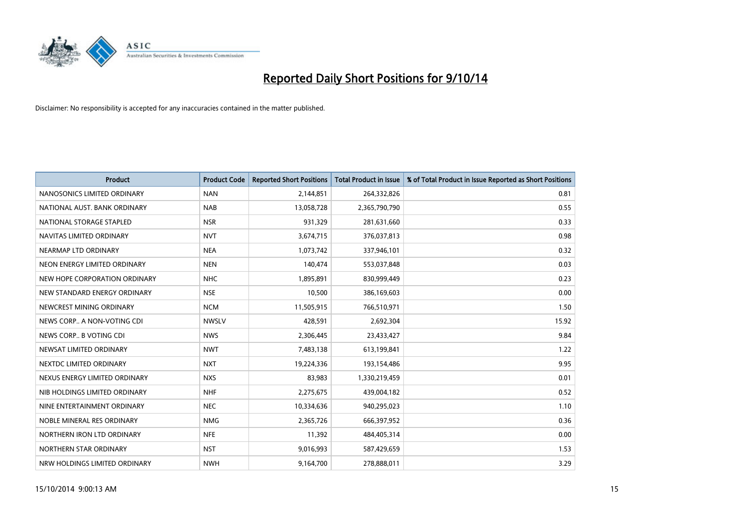# Reported Daily Short Positions for 9/10/14

Disclaimer: No responsibility is accepted for any inaccuracies contained in the matter published.

| Product | Product Code | Reported Short Positions | Total Product in Issue | % of Total Product in Issue Reported as Short Positions |
|---|---|---|---|---|
| NANOSONICS LIMITED ORDINARY | NAN | 2,144,851 | 264,332,826 | 0.81 |
| NATIONAL AUST. BANK ORDINARY | NAB | 13,058,728 | 2,365,790,790 | 0.55 |
| NATIONAL STORAGE STAPLED | NSR | 931,329 | 281,631,660 | 0.33 |
| NAVITAS LIMITED ORDINARY | NVT | 3,674,715 | 376,037,813 | 0.98 |
| NEARMAP LTD ORDINARY | NEA | 1,073,742 | 337,946,101 | 0.32 |
| NEON ENERGY LIMITED ORDINARY | NEN | 140,474 | 553,037,848 | 0.03 |
| NEW HOPE CORPORATION ORDINARY | NHC | 1,895,891 | 830,999,449 | 0.23 |
| NEW STANDARD ENERGY ORDINARY | NSE | 10,500 | 386,169,603 | 0.00 |
| NEWCREST MINING ORDINARY | NCM | 11,505,915 | 766,510,971 | 1.50 |
| NEWS CORP.. A NON-VOTING CDI | NWSLV | 428,591 | 2,692,304 | 15.92 |
| NEWS CORP.. B VOTING CDI | NWS | 2,306,445 | 23,433,427 | 9.84 |
| NEWSAT LIMITED ORDINARY | NWT | 7,483,138 | 613,199,841 | 1.22 |
| NEXTDC LIMITED ORDINARY | NXT | 19,224,336 | 193,154,486 | 9.95 |
| NEXUS ENERGY LIMITED ORDINARY | NXS | 83,983 | 1,330,219,459 | 0.01 |
| NIB HOLDINGS LIMITED ORDINARY | NHF | 2,275,675 | 439,004,182 | 0.52 |
| NINE ENTERTAINMENT ORDINARY | NEC | 10,334,636 | 940,295,023 | 1.10 |
| NOBLE MINERAL RES ORDINARY | NMG | 2,365,726 | 666,397,952 | 0.36 |
| NORTHERN IRON LTD ORDINARY | NFE | 11,392 | 484,405,314 | 0.00 |
| NORTHERN STAR ORDINARY | NST | 9,016,993 | 587,429,659 | 1.53 |
| NRW HOLDINGS LIMITED ORDINARY | NWH | 9,164,700 | 278,888,011 | 3.29 |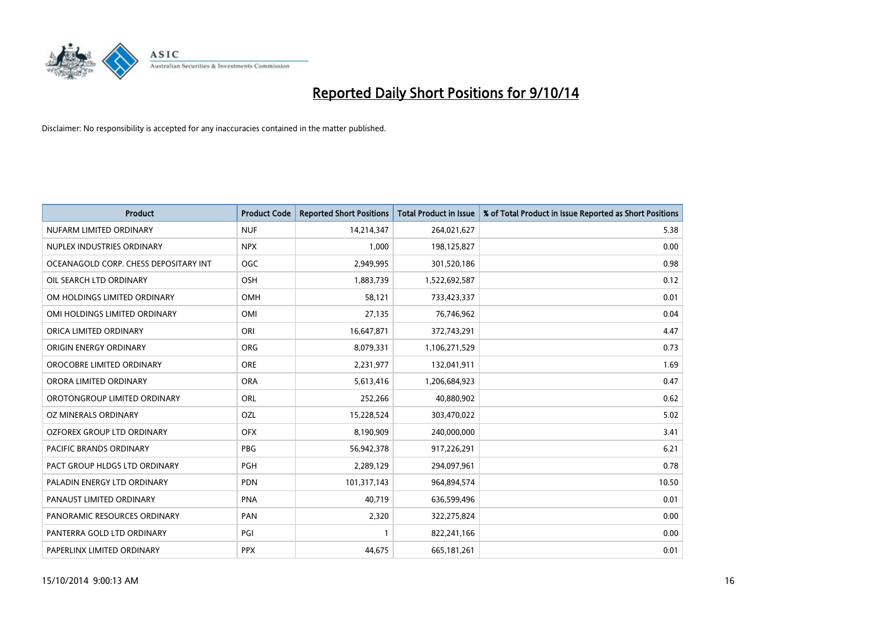# Reported Daily Short Positions for 9/10/14

Disclaimer: No responsibility is accepted for any inaccuracies contained in the matter published.

| Product | Product Code | Reported Short Positions | Total Product in Issue | % of Total Product in Issue Reported as Short Positions |
|---|---|---|---|---|
| NUFARM LIMITED ORDINARY | NUF | 14,214,347 | 264,021,627 | 5.38 |
| NUPLEX INDUSTRIES ORDINARY | NPX | 1,000 | 198,125,827 | 0.00 |
| OCEANAGOLD CORP. CHESS DEPOSITARY INT | OGC | 2,949,995 | 301,520,186 | 0.98 |
| OIL SEARCH LTD ORDINARY | OSH | 1,883,739 | 1,522,692,587 | 0.12 |
| OM HOLDINGS LIMITED ORDINARY | OMH | 58,121 | 733,423,337 | 0.01 |
| OMI HOLDINGS LIMITED ORDINARY | OMI | 27,135 | 76,746,962 | 0.04 |
| ORICA LIMITED ORDINARY | ORI | 16,647,871 | 372,743,291 | 4.47 |
| ORIGIN ENERGY ORDINARY | ORG | 8,079,331 | 1,106,271,529 | 0.73 |
| OROCOBRE LIMITED ORDINARY | ORE | 2,231,977 | 132,041,911 | 1.69 |
| ORORA LIMITED ORDINARY | ORA | 5,613,416 | 1,206,684,923 | 0.47 |
| OROTONGROUP LIMITED ORDINARY | ORL | 252,266 | 40,880,902 | 0.62 |
| OZ MINERALS ORDINARY | OZL | 15,228,524 | 303,470,022 | 5.02 |
| OZFOREX GROUP LTD ORDINARY | OFX | 8,190,909 | 240,000,000 | 3.41 |
| PACIFIC BRANDS ORDINARY | PBG | 56,942,378 | 917,226,291 | 6.21 |
| PACT GROUP HLDGS LTD ORDINARY | PGH | 2,289,129 | 294,097,961 | 0.78 |
| PALADIN ENERGY LTD ORDINARY | PDN | 101,317,143 | 964,894,574 | 10.50 |
| PANAUST LIMITED ORDINARY | PNA | 40,719 | 636,599,496 | 0.01 |
| PANORAMIC RESOURCES ORDINARY | PAN | 2,320 | 322,275,824 | 0.00 |
| PANTERRA GOLD LTD ORDINARY | PGI | 1 | 822,241,166 | 0.00 |
| PAPERLINX LIMITED ORDINARY | PPX | 44,675 | 665,181,261 | 0.01 |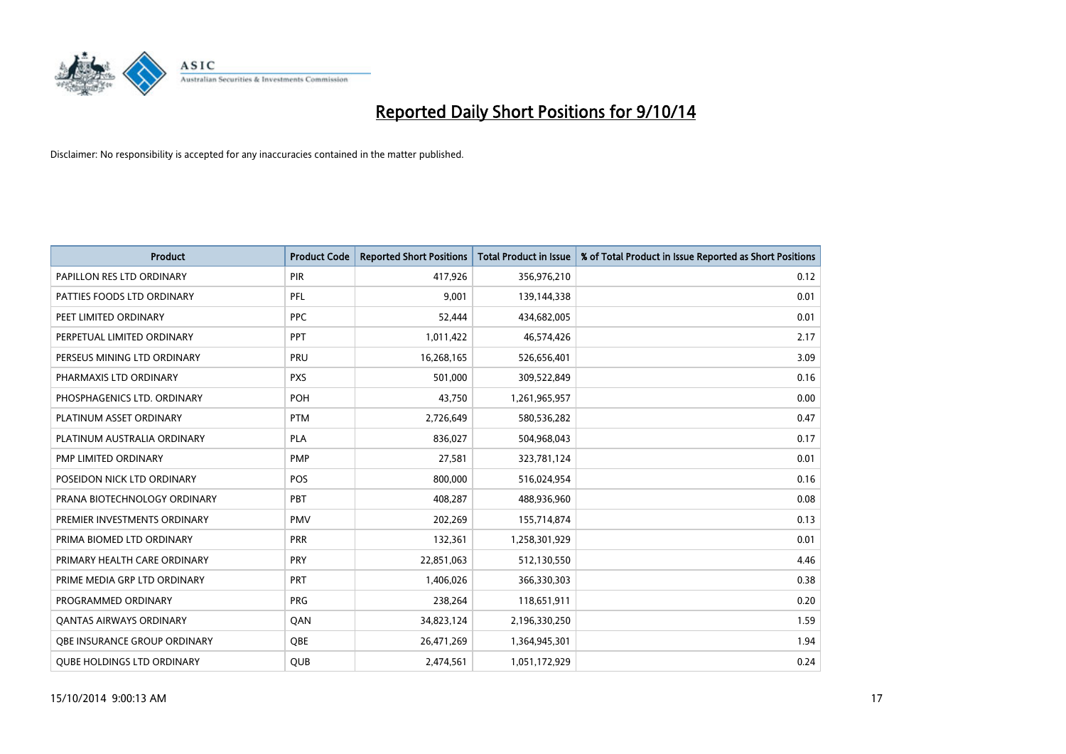# Reported Daily Short Positions for 9/10/14

Disclaimer: No responsibility is accepted for any inaccuracies contained in the matter published.

| Product | Product Code | Reported Short Positions | Total Product in Issue | % of Total Product in Issue Reported as Short Positions |
|---|---|---|---|---|
| PAPILLON RES LTD ORDINARY | PIR | 417,926 | 356,976,210 | 0.12 |
| PATTIES FOODS LTD ORDINARY | PFL | 9,001 | 139,144,338 | 0.01 |
| PEET LIMITED ORDINARY | PPC | 52,444 | 434,682,005 | 0.01 |
| PERPETUAL LIMITED ORDINARY | PPT | 1,011,422 | 46,574,426 | 2.17 |
| PERSEUS MINING LTD ORDINARY | PRU | 16,268,165 | 526,656,401 | 3.09 |
| PHARMAXIS LTD ORDINARY | PXS | 501,000 | 309,522,849 | 0.16 |
| PHOSPHAGENICS LTD. ORDINARY | POH | 43,750 | 1,261,965,957 | 0.00 |
| PLATINUM ASSET ORDINARY | PTM | 2,726,649 | 580,536,282 | 0.47 |
| PLATINUM AUSTRALIA ORDINARY | PLA | 836,027 | 504,968,043 | 0.17 |
| PMP LIMITED ORDINARY | PMP | 27,581 | 323,781,124 | 0.01 |
| POSEIDON NICK LTD ORDINARY | POS | 800,000 | 516,024,954 | 0.16 |
| PRANA BIOTECHNOLOGY ORDINARY | PBT | 408,287 | 488,936,960 | 0.08 |
| PREMIER INVESTMENTS ORDINARY | PMV | 202,269 | 155,714,874 | 0.13 |
| PRIMA BIOMED LTD ORDINARY | PRR | 132,361 | 1,258,301,929 | 0.01 |
| PRIMARY HEALTH CARE ORDINARY | PRY | 22,851,063 | 512,130,550 | 4.46 |
| PRIME MEDIA GRP LTD ORDINARY | PRT | 1,406,026 | 366,330,303 | 0.38 |
| PROGRAMMED ORDINARY | PRG | 238,264 | 118,651,911 | 0.20 |
| QANTAS AIRWAYS ORDINARY | QAN | 34,823,124 | 2,196,330,250 | 1.59 |
| QBE INSURANCE GROUP ORDINARY | QBE | 26,471,269 | 1,364,945,301 | 1.94 |
| QUBE HOLDINGS LTD ORDINARY | QUB | 2,474,561 | 1,051,172,929 | 0.24 |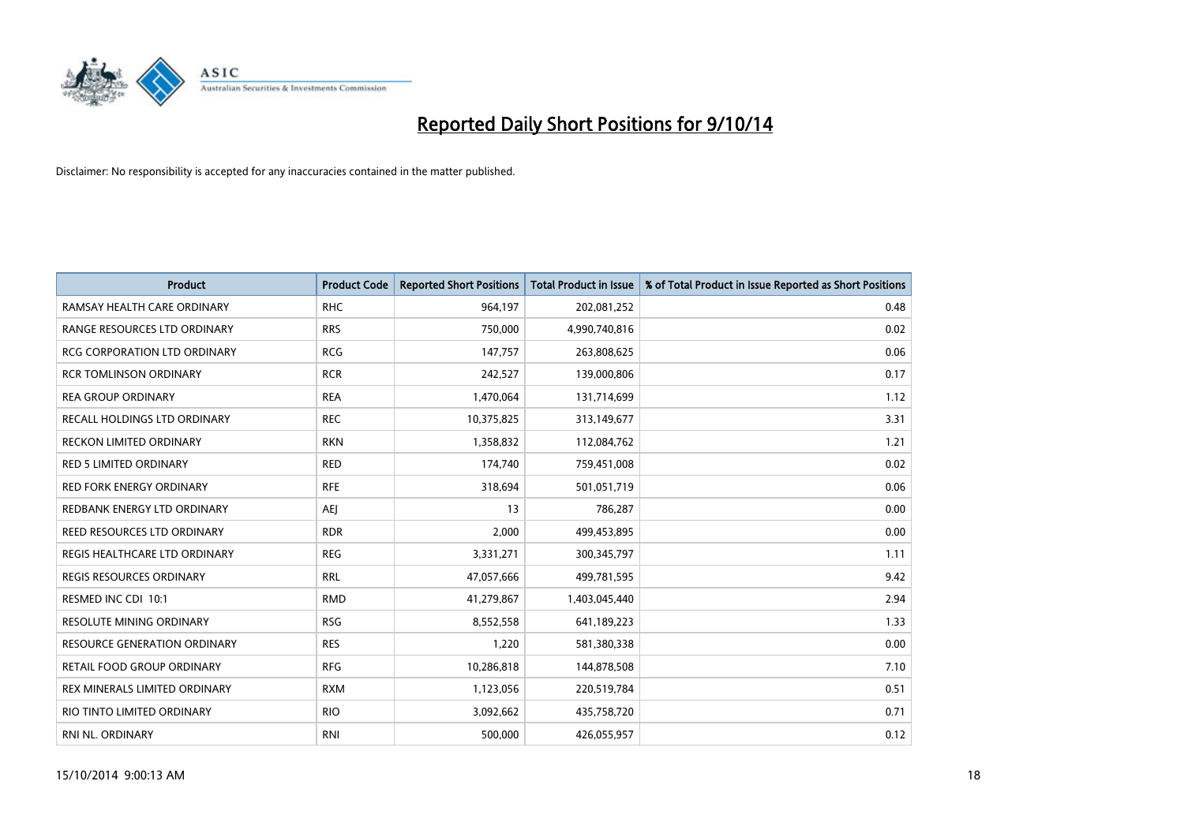# Reported Daily Short Positions for 9/10/14

Disclaimer: No responsibility is accepted for any inaccuracies contained in the matter published.

| Product | Product Code | Reported Short Positions | Total Product in Issue | % of Total Product in Issue Reported as Short Positions |
|---|---|---|---|---|
| RAMSAY HEALTH CARE ORDINARY | RHC | 964,197 | 202,081,252 | 0.48 |
| RANGE RESOURCES LTD ORDINARY | RRS | 750,000 | 4,990,740,816 | 0.02 |
| RCG CORPORATION LTD ORDINARY | RCG | 147,757 | 263,808,625 | 0.06 |
| RCR TOMLINSON ORDINARY | RCR | 242,527 | 139,000,806 | 0.17 |
| REA GROUP ORDINARY | REA | 1,470,064 | 131,714,699 | 1.12 |
| RECALL HOLDINGS LTD ORDINARY | REC | 10,375,825 | 313,149,677 | 3.31 |
| RECKON LIMITED ORDINARY | RKN | 1,358,832 | 112,084,762 | 1.21 |
| RED 5 LIMITED ORDINARY | RED | 174,740 | 759,451,008 | 0.02 |
| RED FORK ENERGY ORDINARY | RFE | 318,694 | 501,051,719 | 0.06 |
| REDBANK ENERGY LTD ORDINARY | AEJ | 13 | 786,287 | 0.00 |
| REED RESOURCES LTD ORDINARY | RDR | 2,000 | 499,453,895 | 0.00 |
| REGIS HEALTHCARE LTD ORDINARY | REG | 3,331,271 | 300,345,797 | 1.11 |
| REGIS RESOURCES ORDINARY | RRL | 47,057,666 | 499,781,595 | 9.42 |
| RESMED INC CDI 10:1 | RMD | 41,279,867 | 1,403,045,440 | 2.94 |
| RESOLUTE MINING ORDINARY | RSG | 8,552,558 | 641,189,223 | 1.33 |
| RESOURCE GENERATION ORDINARY | RES | 1,220 | 581,380,338 | 0.00 |
| RETAIL FOOD GROUP ORDINARY | RFG | 10,286,818 | 144,878,508 | 7.10 |
| REX MINERALS LIMITED ORDINARY | RXM | 1,123,056 | 220,519,784 | 0.51 |
| RIO TINTO LIMITED ORDINARY | RIO | 3,092,662 | 435,758,720 | 0.71 |
| RNI NL. ORDINARY | RNI | 500,000 | 426,055,957 | 0.12 |

15/10/2014 9:00:13 AM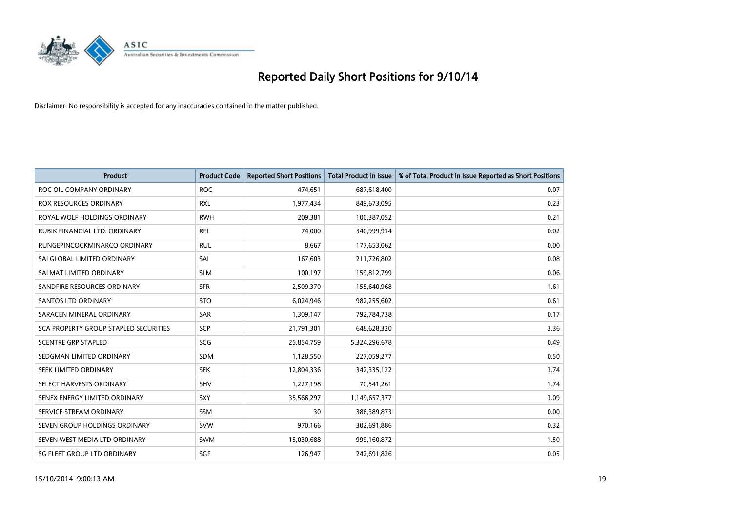# Reported Daily Short Positions for 9/10/14

Disclaimer: No responsibility is accepted for any inaccuracies contained in the matter published.

| Product | Product Code | Reported Short Positions | Total Product in Issue | % of Total Product in Issue Reported as Short Positions |
| --- | --- | --- | --- | --- |
| ROC OIL COMPANY ORDINARY | ROC | 474,651 | 687,618,400 | 0.07 |
| ROX RESOURCES ORDINARY | RXL | 1,977,434 | 849,673,095 | 0.23 |
| ROYAL WOLF HOLDINGS ORDINARY | RWH | 209,381 | 100,387,052 | 0.21 |
| RUBIK FINANCIAL LTD. ORDINARY | RFL | 74,000 | 340,999,914 | 0.02 |
| RUNGEPINCOCKMINARCO ORDINARY | RUL | 8,667 | 177,653,062 | 0.00 |
| SAI GLOBAL LIMITED ORDINARY | SAI | 167,603 | 211,726,802 | 0.08 |
| SALMAT LIMITED ORDINARY | SLM | 100,197 | 159,812,799 | 0.06 |
| SANDFIRE RESOURCES ORDINARY | SFR | 2,509,370 | 155,640,968 | 1.61 |
| SANTOS LTD ORDINARY | STO | 6,024,946 | 982,255,602 | 0.61 |
| SARACEN MINERAL ORDINARY | SAR | 1,309,147 | 792,784,738 | 0.17 |
| SCA PROPERTY GROUP STAPLED SECURITIES | SCP | 21,791,301 | 648,628,320 | 3.36 |
| SCENTRE GRP STAPLED | SCG | 25,854,759 | 5,324,296,678 | 0.49 |
| SEDGMAN LIMITED ORDINARY | SDM | 1,128,550 | 227,059,277 | 0.50 |
| SEEK LIMITED ORDINARY | SEK | 12,804,336 | 342,335,122 | 3.74 |
| SELECT HARVESTS ORDINARY | SHV | 1,227,198 | 70,541,261 | 1.74 |
| SENEX ENERGY LIMITED ORDINARY | SXY | 35,566,297 | 1,149,657,377 | 3.09 |
| SERVICE STREAM ORDINARY | SSM | 30 | 386,389,873 | 0.00 |
| SEVEN GROUP HOLDINGS ORDINARY | SVW | 970,166 | 302,691,886 | 0.32 |
| SEVEN WEST MEDIA LTD ORDINARY | SWM | 15,030,688 | 999,160,872 | 1.50 |
| SG FLEET GROUP LTD ORDINARY | SGF | 126,947 | 242,691,826 | 0.05 |

15/10/2014 9:00:13 AM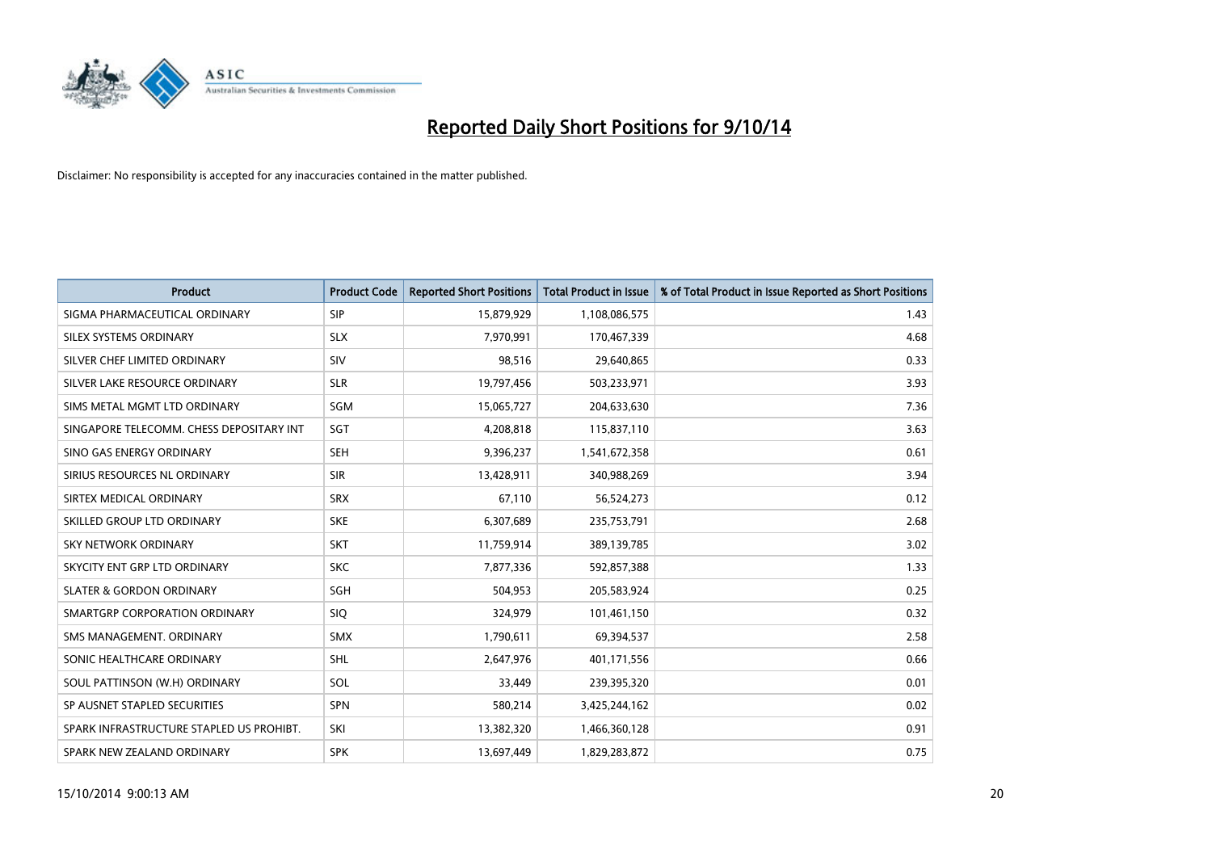# Reported Daily Short Positions for 9/10/14

Disclaimer: No responsibility is accepted for any inaccuracies contained in the matter published.

| Product | Product Code | Reported Short Positions | Total Product in Issue | % of Total Product in Issue Reported as Short Positions |
|---|---|---|---|---|
| SIGMA PHARMACEUTICAL ORDINARY | SIP | 15,879,929 | 1,108,086,575 | 1.43 |
| SILEX SYSTEMS ORDINARY | SLX | 7,970,991 | 170,467,339 | 4.68 |
| SILVER CHEF LIMITED ORDINARY | SIV | 98,516 | 29,640,865 | 0.33 |
| SILVER LAKE RESOURCE ORDINARY | SLR | 19,797,456 | 503,233,971 | 3.93 |
| SIMS METAL MGMT LTD ORDINARY | SGM | 15,065,727 | 204,633,630 | 7.36 |
| SINGAPORE TELECOMM. CHESS DEPOSITARY INT | SGT | 4,208,818 | 115,837,110 | 3.63 |
| SINO GAS ENERGY ORDINARY | SEH | 9,396,237 | 1,541,672,358 | 0.61 |
| SIRIUS RESOURCES NL ORDINARY | SIR | 13,428,911 | 340,988,269 | 3.94 |
| SIRTEX MEDICAL ORDINARY | SRX | 67,110 | 56,524,273 | 0.12 |
| SKILLED GROUP LTD ORDINARY | SKE | 6,307,689 | 235,753,791 | 2.68 |
| SKY NETWORK ORDINARY | SKT | 11,759,914 | 389,139,785 | 3.02 |
| SKYCITY ENT GRP LTD ORDINARY | SKC | 7,877,336 | 592,857,388 | 1.33 |
| SLATER & GORDON ORDINARY | SGH | 504,953 | 205,583,924 | 0.25 |
| SMARTGRP CORPORATION ORDINARY | SIQ | 324,979 | 101,461,150 | 0.32 |
| SMS MANAGEMENT. ORDINARY | SMX | 1,790,611 | 69,394,537 | 2.58 |
| SONIC HEALTHCARE ORDINARY | SHL | 2,647,976 | 401,171,556 | 0.66 |
| SOUL PATTINSON (W.H) ORDINARY | SOL | 33,449 | 239,395,320 | 0.01 |
| SP AUSNET STAPLED SECURITIES | SPN | 580,214 | 3,425,244,162 | 0.02 |
| SPARK INFRASTRUCTURE STAPLED US PROHIBT. | SKI | 13,382,320 | 1,466,360,128 | 0.91 |
| SPARK NEW ZEALAND ORDINARY | SPK | 13,697,449 | 1,829,283,872 | 0.75 |

15/10/2014 9:00:13 AM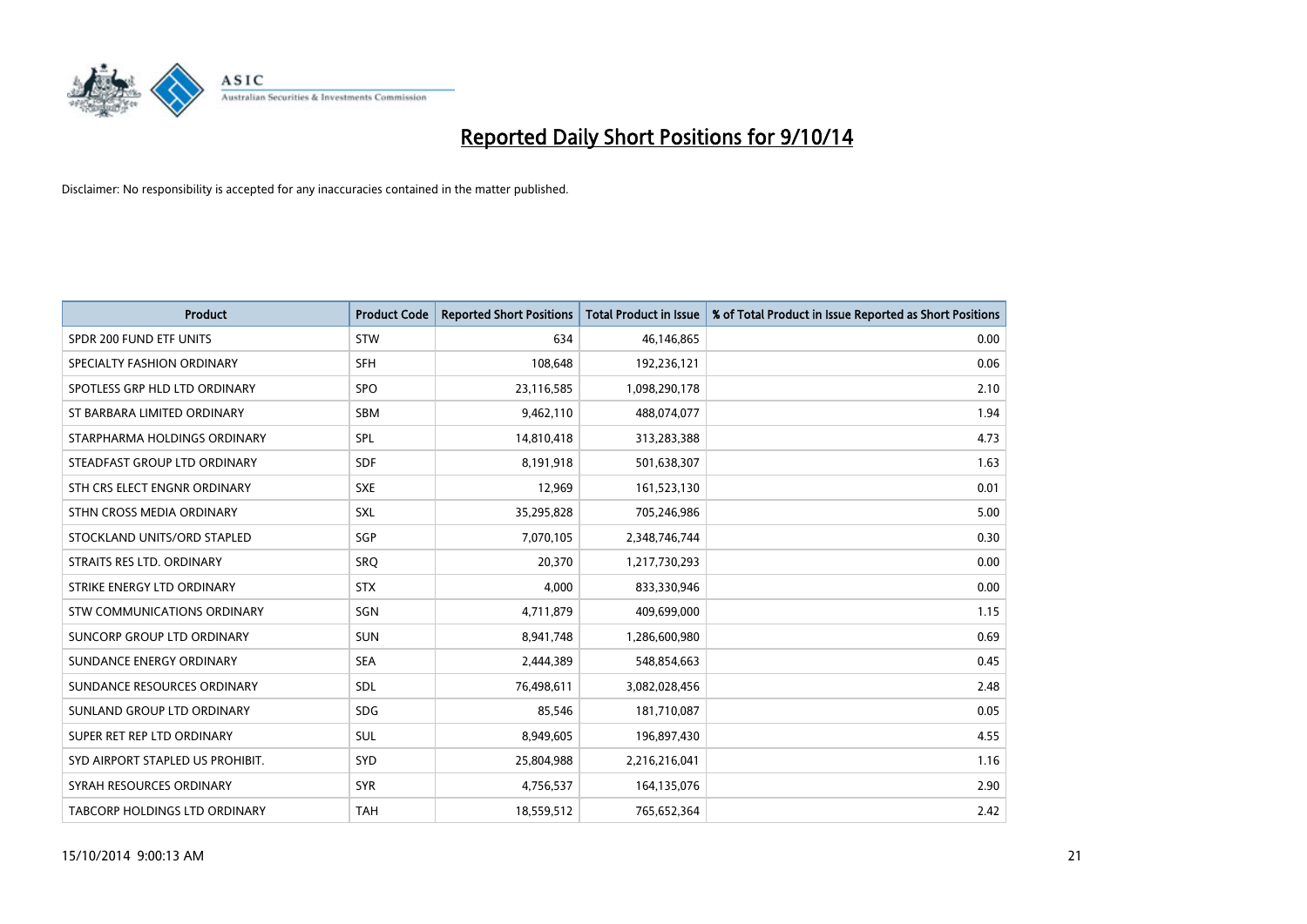# Reported Daily Short Positions for 9/10/14

Disclaimer: No responsibility is accepted for any inaccuracies contained in the matter published.

| Product | Product Code | Reported Short Positions | Total Product in Issue | % of Total Product in Issue Reported as Short Positions |
|---|---|---|---|---|
| SPDR 200 FUND ETF UNITS | STW | 634 | 46,146,865 | 0.00 |
| SPECIALTY FASHION ORDINARY | SFH | 108,648 | 192,236,121 | 0.06 |
| SPOTLESS GRP HLD LTD ORDINARY | SPO | 23,116,585 | 1,098,290,178 | 2.10 |
| ST BARBARA LIMITED ORDINARY | SBM | 9,462,110 | 488,074,077 | 1.94 |
| STARPHARMA HOLDINGS ORDINARY | SPL | 14,810,418 | 313,283,388 | 4.73 |
| STEADFAST GROUP LTD ORDINARY | SDF | 8,191,918 | 501,638,307 | 1.63 |
| STH CRS ELECT ENGNR ORDINARY | SXE | 12,969 | 161,523,130 | 0.01 |
| STHN CROSS MEDIA ORDINARY | SXL | 35,295,828 | 705,246,986 | 5.00 |
| STOCKLAND UNITS/ORD STAPLED | SGP | 7,070,105 | 2,348,746,744 | 0.30 |
| STRAITS RES LTD. ORDINARY | SRQ | 20,370 | 1,217,730,293 | 0.00 |
| STRIKE ENERGY LTD ORDINARY | STX | 4,000 | 833,330,946 | 0.00 |
| STW COMMUNICATIONS ORDINARY | SGN | 4,711,879 | 409,699,000 | 1.15 |
| SUNCORP GROUP LTD ORDINARY | SUN | 8,941,748 | 1,286,600,980 | 0.69 |
| SUNDANCE ENERGY ORDINARY | SEA | 2,444,389 | 548,854,663 | 0.45 |
| SUNDANCE RESOURCES ORDINARY | SDL | 76,498,611 | 3,082,028,456 | 2.48 |
| SUNLAND GROUP LTD ORDINARY | SDG | 85,546 | 181,710,087 | 0.05 |
| SUPER RET REP LTD ORDINARY | SUL | 8,949,605 | 196,897,430 | 4.55 |
| SYD AIRPORT STAPLED US PROHIBIT. | SYD | 25,804,988 | 2,216,216,041 | 1.16 |
| SYRAH RESOURCES ORDINARY | SYR | 4,756,537 | 164,135,076 | 2.90 |
| TABCORP HOLDINGS LTD ORDINARY | TAH | 18,559,512 | 765,652,364 | 2.42 |

15/10/2014 9:00:13 AM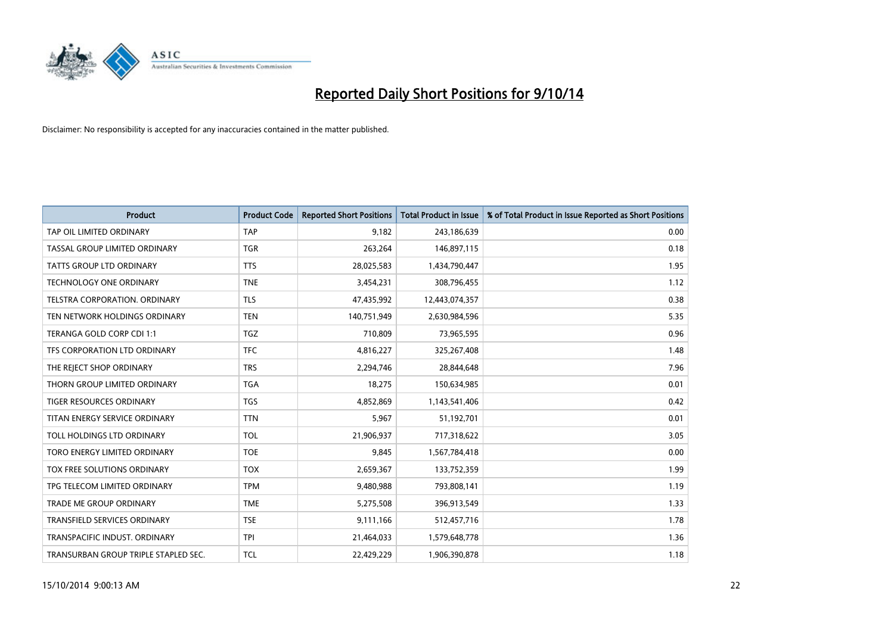# Reported Daily Short Positions for 9/10/14

Disclaimer: No responsibility is accepted for any inaccuracies contained in the matter published.

| Product | Product Code | Reported Short Positions | Total Product in Issue | % of Total Product in Issue Reported as Short Positions |
|---|---|---|---|---|
| TAP OIL LIMITED ORDINARY | TAP | 9,182 | 243,186,639 | 0.00 |
| TASSAL GROUP LIMITED ORDINARY | TGR | 263,264 | 146,897,115 | 0.18 |
| TATTS GROUP LTD ORDINARY | TTS | 28,025,583 | 1,434,790,447 | 1.95 |
| TECHNOLOGY ONE ORDINARY | TNE | 3,454,231 | 308,796,455 | 1.12 |
| TELSTRA CORPORATION. ORDINARY | TLS | 47,435,992 | 12,443,074,357 | 0.38 |
| TEN NETWORK HOLDINGS ORDINARY | TEN | 140,751,949 | 2,630,984,596 | 5.35 |
| TERANGA GOLD CORP CDI 1:1 | TGZ | 710,809 | 73,965,595 | 0.96 |
| TFS CORPORATION LTD ORDINARY | TFC | 4,816,227 | 325,267,408 | 1.48 |
| THE REJECT SHOP ORDINARY | TRS | 2,294,746 | 28,844,648 | 7.96 |
| THORN GROUP LIMITED ORDINARY | TGA | 18,275 | 150,634,985 | 0.01 |
| TIGER RESOURCES ORDINARY | TGS | 4,852,869 | 1,143,541,406 | 0.42 |
| TITAN ENERGY SERVICE ORDINARY | TTN | 5,967 | 51,192,701 | 0.01 |
| TOLL HOLDINGS LTD ORDINARY | TOL | 21,906,937 | 717,318,622 | 3.05 |
| TORO ENERGY LIMITED ORDINARY | TOE | 9,845 | 1,567,784,418 | 0.00 |
| TOX FREE SOLUTIONS ORDINARY | TOX | 2,659,367 | 133,752,359 | 1.99 |
| TPG TELECOM LIMITED ORDINARY | TPM | 9,480,988 | 793,808,141 | 1.19 |
| TRADE ME GROUP ORDINARY | TME | 5,275,508 | 396,913,549 | 1.33 |
| TRANSFIELD SERVICES ORDINARY | TSE | 9,111,166 | 512,457,716 | 1.78 |
| TRANSPACIFIC INDUST. ORDINARY | TPI | 21,464,033 | 1,579,648,778 | 1.36 |
| TRANSURBAN GROUP TRIPLE STAPLED SEC. | TCL | 22,429,229 | 1,906,390,878 | 1.18 |

15/10/2014 9:00:13 AM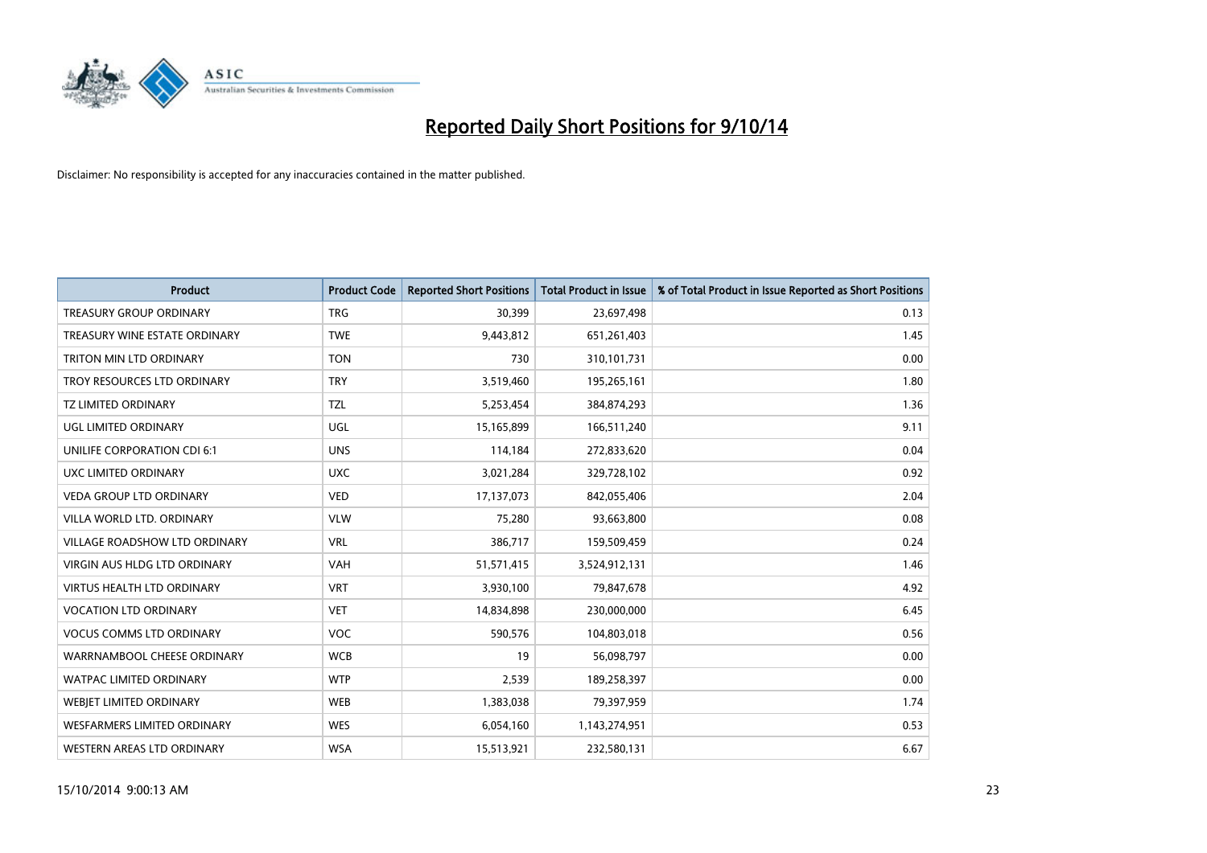# Reported Daily Short Positions for 9/10/14

Disclaimer: No responsibility is accepted for any inaccuracies contained in the matter published.

| Product | Product Code | Reported Short Positions | Total Product in Issue | % of Total Product in Issue Reported as Short Positions |
|---|---|---|---|---|
| TREASURY GROUP ORDINARY | TRG | 30,399 | 23,697,498 | 0.13 |
| TREASURY WINE ESTATE ORDINARY | TWE | 9,443,812 | 651,261,403 | 1.45 |
| TRITON MIN LTD ORDINARY | TON | 730 | 310,101,731 | 0.00 |
| TROY RESOURCES LTD ORDINARY | TRY | 3,519,460 | 195,265,161 | 1.80 |
| TZ LIMITED ORDINARY | TZL | 5,253,454 | 384,874,293 | 1.36 |
| UGL LIMITED ORDINARY | UGL | 15,165,899 | 166,511,240 | 9.11 |
| UNILIFE CORPORATION CDI 6:1 | UNS | 114,184 | 272,833,620 | 0.04 |
| UXC LIMITED ORDINARY | UXC | 3,021,284 | 329,728,102 | 0.92 |
| VEDA GROUP LTD ORDINARY | VED | 17,137,073 | 842,055,406 | 2.04 |
| VILLA WORLD LTD. ORDINARY | VLW | 75,280 | 93,663,800 | 0.08 |
| VILLAGE ROADSHOW LTD ORDINARY | VRL | 386,717 | 159,509,459 | 0.24 |
| VIRGIN AUS HLDG LTD ORDINARY | VAH | 51,571,415 | 3,524,912,131 | 1.46 |
| VIRTUS HEALTH LTD ORDINARY | VRT | 3,930,100 | 79,847,678 | 4.92 |
| VOCATION LTD ORDINARY | VET | 14,834,898 | 230,000,000 | 6.45 |
| VOCUS COMMS LTD ORDINARY | VOC | 590,576 | 104,803,018 | 0.56 |
| WARRNAMBOOL CHEESE ORDINARY | WCB | 19 | 56,098,797 | 0.00 |
| WATPAC LIMITED ORDINARY | WTP | 2,539 | 189,258,397 | 0.00 |
| WEBJET LIMITED ORDINARY | WEB | 1,383,038 | 79,397,959 | 1.74 |
| WESFARMERS LIMITED ORDINARY | WES | 6,054,160 | 1,143,274,951 | 0.53 |
| WESTERN AREAS LTD ORDINARY | WSA | 15,513,921 | 232,580,131 | 6.67 |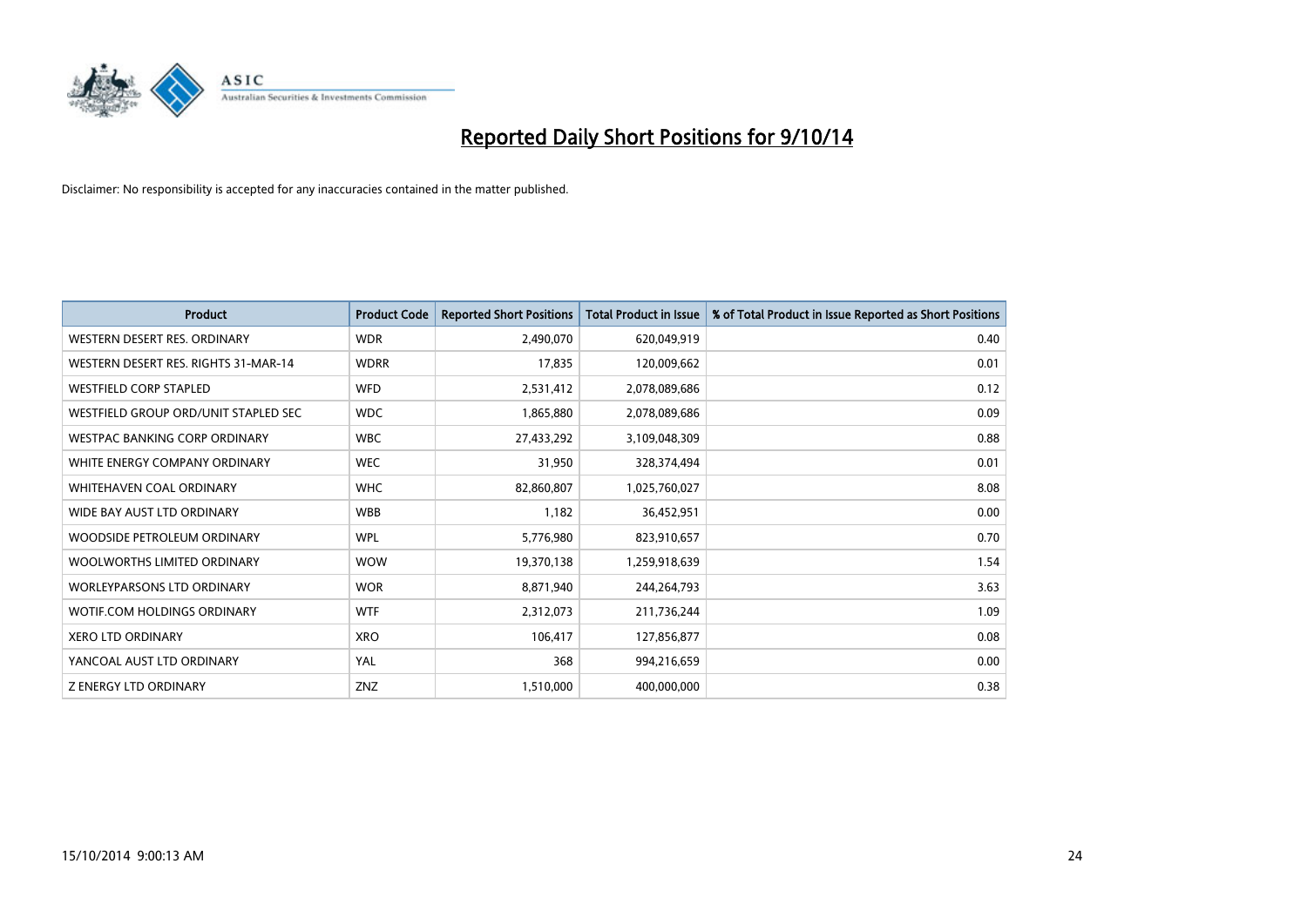# Reported Daily Short Positions for 9/10/14

Disclaimer: No responsibility is accepted for any inaccuracies contained in the matter published.

| Product | Product Code | Reported Short Positions | Total Product in Issue | % of Total Product in Issue Reported as Short Positions |
|---|---|---|---|---|
| WESTERN DESERT RES. ORDINARY | WDR | 2,490,070 | 620,049,919 | 0.40 |
| WESTERN DESERT RES. RIGHTS 31-MAR-14 | WDRR | 17,835 | 120,009,662 | 0.01 |
| WESTFIELD CORP STAPLED | WFD | 2,531,412 | 2,078,089,686 | 0.12 |
| WESTFIELD GROUP ORD/UNIT STAPLED SEC | WDC | 1,865,880 | 2,078,089,686 | 0.09 |
| WESTPAC BANKING CORP ORDINARY | WBC | 27,433,292 | 3,109,048,309 | 0.88 |
| WHITE ENERGY COMPANY ORDINARY | WEC | 31,950 | 328,374,494 | 0.01 |
| WHITEHAVEN COAL ORDINARY | WHC | 82,860,807 | 1,025,760,027 | 8.08 |
| WIDE BAY AUST LTD ORDINARY | WBB | 1,182 | 36,452,951 | 0.00 |
| WOODSIDE PETROLEUM ORDINARY | WPL | 5,776,980 | 823,910,657 | 0.70 |
| WOOLWORTHS LIMITED ORDINARY | WOW | 19,370,138 | 1,259,918,639 | 1.54 |
| WORLEYPARSONS LTD ORDINARY | WOR | 8,871,940 | 244,264,793 | 3.63 |
| WOTIF.COM HOLDINGS ORDINARY | WTF | 2,312,073 | 211,736,244 | 1.09 |
| XERO LTD ORDINARY | XRO | 106,417 | 127,856,877 | 0.08 |
| YANCOAL AUST LTD ORDINARY | YAL | 368 | 994,216,659 | 0.00 |
| Z ENERGY LTD ORDINARY | ZNZ | 1,510,000 | 400,000,000 | 0.38 |

15/10/2014 9:00:13 AM